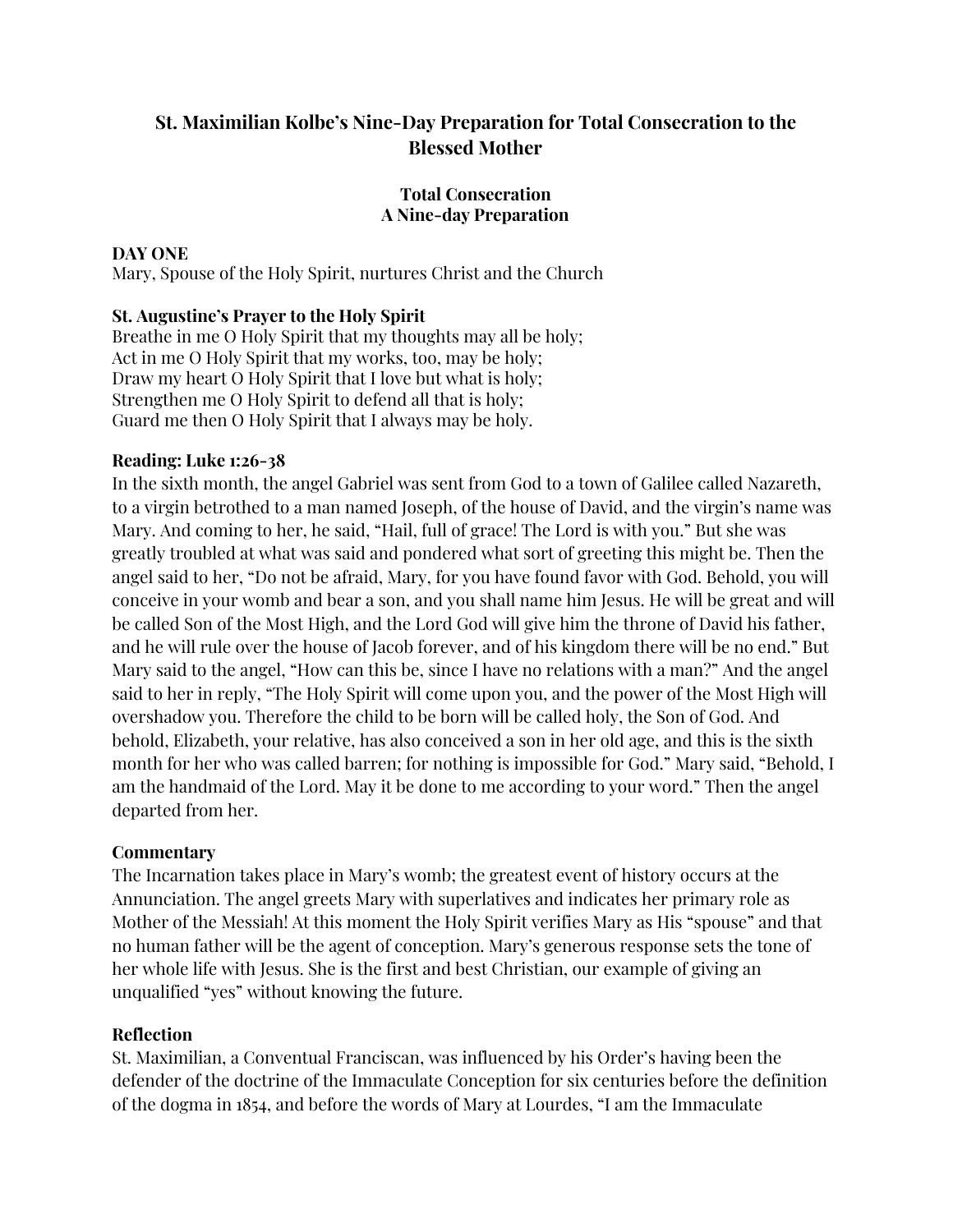# St. Maximilian Kolbe's Nine-Day Preparation for Total Consecration to the Blessed Mother

## Total Consecration
## A Nine-day Preparation

**DAY ONE**
Mary, Spouse of the Holy Spirit, nurtures Christ and the Church

**St. Augustine's Prayer to the Holy Spirit**
Breathe in me O Holy Spirit that my thoughts may all be holy;
Act in me O Holy Spirit that my works, too, may be holy;
Draw my heart O Holy Spirit that I love but what is holy;
Strengthen me O Holy Spirit to defend all that is holy;
Guard me then O Holy Spirit that I always may be holy.

**Reading: Luke 1:26-38**
In the sixth month, the angel Gabriel was sent from God to a town of Galilee called Nazareth, to a virgin betrothed to a man named Joseph, of the house of David, and the virgin's name was Mary. And coming to her, he said, "Hail, full of grace! The Lord is with you." But she was greatly troubled at what was said and pondered what sort of greeting this might be. Then the angel said to her, "Do not be afraid, Mary, for you have found favor with God. Behold, you will conceive in your womb and bear a son, and you shall name him Jesus. He will be great and will be called Son of the Most High, and the Lord God will give him the throne of David his father, and he will rule over the house of Jacob forever, and of his kingdom there will be no end." But Mary said to the angel, "How can this be, since I have no relations with a man?" And the angel said to her in reply, "The Holy Spirit will come upon you, and the power of the Most High will overshadow you. Therefore the child to be born will be called holy, the Son of God. And behold, Elizabeth, your relative, has also conceived a son in her old age, and this is the sixth month for her who was called barren; for nothing is impossible for God." Mary said, "Behold, I am the handmaid of the Lord. May it be done to me according to your word." Then the angel departed from her.

**Commentary**
The Incarnation takes place in Mary's womb; the greatest event of history occurs at the Annunciation. The angel greets Mary with superlatives and indicates her primary role as Mother of the Messiah! At this moment the Holy Spirit verifies Mary as His "spouse" and that no human father will be the agent of conception. Mary's generous response sets the tone of her whole life with Jesus. She is the first and best Christian, our example of giving an unqualified "yes" without knowing the future.

**Reflection**
St. Maximilian, a Conventual Franciscan, was influenced by his Order's having been the defender of the doctrine of the Immaculate Conception for six centuries before the definition of the dogma in 1854, and before the words of Mary at Lourdes, "I am the Immaculate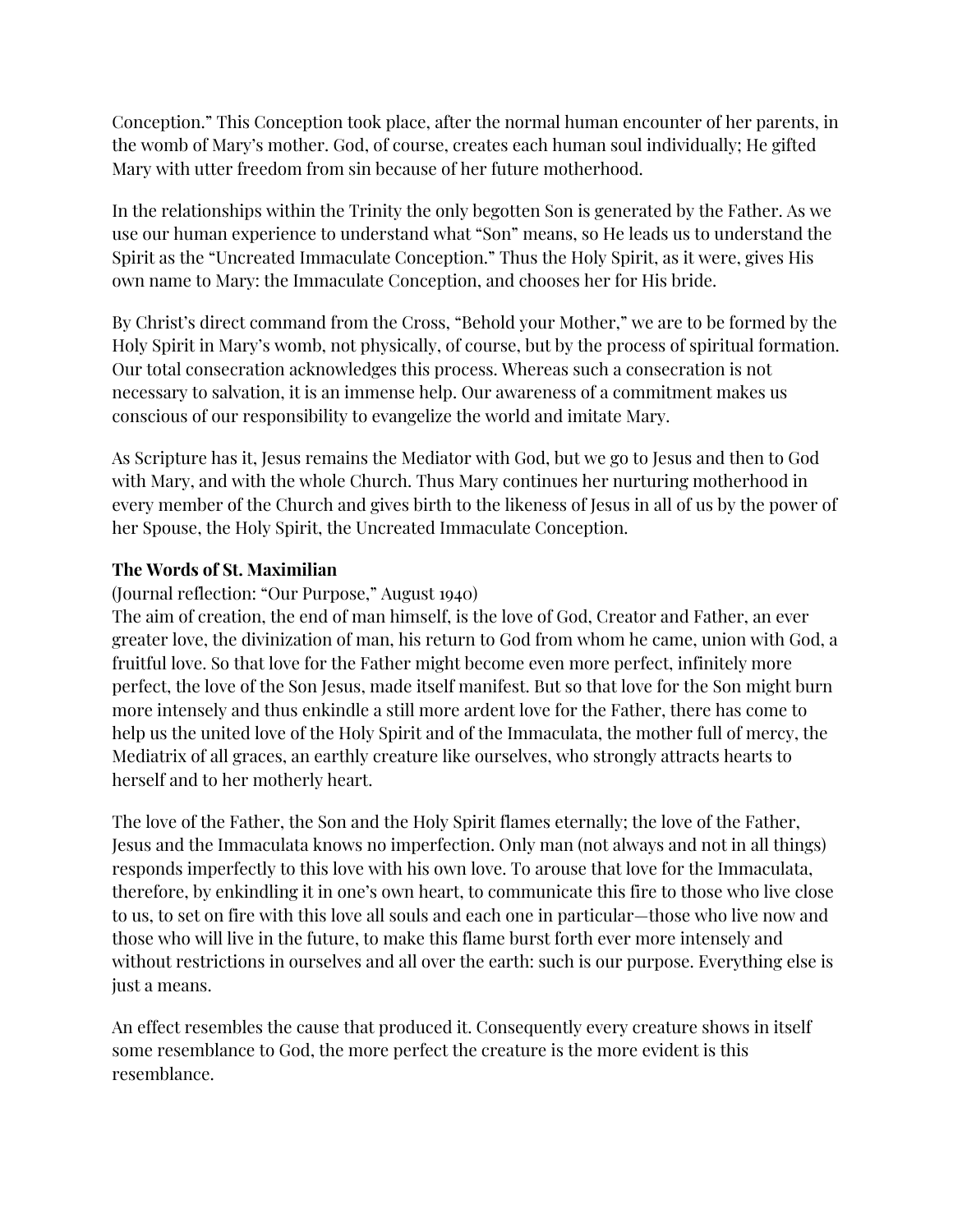Conception." This Conception took place, after the normal human encounter of her parents, in the womb of Mary's mother. God, of course, creates each human soul individually; He gifted Mary with utter freedom from sin because of her future motherhood.

In the relationships within the Trinity the only begotten Son is generated by the Father. As we use our human experience to understand what "Son" means, so He leads us to understand the Spirit as the "Uncreated Immaculate Conception." Thus the Holy Spirit, as it were, gives His own name to Mary: the Immaculate Conception, and chooses her for His bride.

By Christ's direct command from the Cross, "Behold your Mother," we are to be formed by the Holy Spirit in Mary's womb, not physically, of course, but by the process of spiritual formation. Our total consecration acknowledges this process. Whereas such a consecration is not necessary to salvation, it is an immense help. Our awareness of a commitment makes us conscious of our responsibility to evangelize the world and imitate Mary.

As Scripture has it, Jesus remains the Mediator with God, but we go to Jesus and then to God with Mary, and with the whole Church. Thus Mary continues her nurturing motherhood in every member of the Church and gives birth to the likeness of Jesus in all of us by the power of her Spouse, the Holy Spirit, the Uncreated Immaculate Conception.

**The Words of St. Maximilian**

(Journal reflection: "Our Purpose," August 1940)

The aim of creation, the end of man himself, is the love of God, Creator and Father, an ever greater love, the divinization of man, his return to God from whom he came, union with God, a fruitful love. So that love for the Father might become even more perfect, infinitely more perfect, the love of the Son Jesus, made itself manifest. But so that love for the Son might burn more intensely and thus enkindle a still more ardent love for the Father, there has come to help us the united love of the Holy Spirit and of the Immaculata, the mother full of mercy, the Mediatrix of all graces, an earthly creature like ourselves, who strongly attracts hearts to herself and to her motherly heart.

The love of the Father, the Son and the Holy Spirit flames eternally; the love of the Father, Jesus and the Immaculata knows no imperfection. Only man (not always and not in all things) responds imperfectly to this love with his own love. To arouse that love for the Immaculata, therefore, by enkindling it in one's own heart, to communicate this fire to those who live close to us, to set on fire with this love all souls and each one in particular—those who live now and those who will live in the future, to make this flame burst forth ever more intensely and without restrictions in ourselves and all over the earth: such is our purpose. Everything else is just a means.

An effect resembles the cause that produced it. Consequently every creature shows in itself some resemblance to God, the more perfect the creature is the more evident is this resemblance.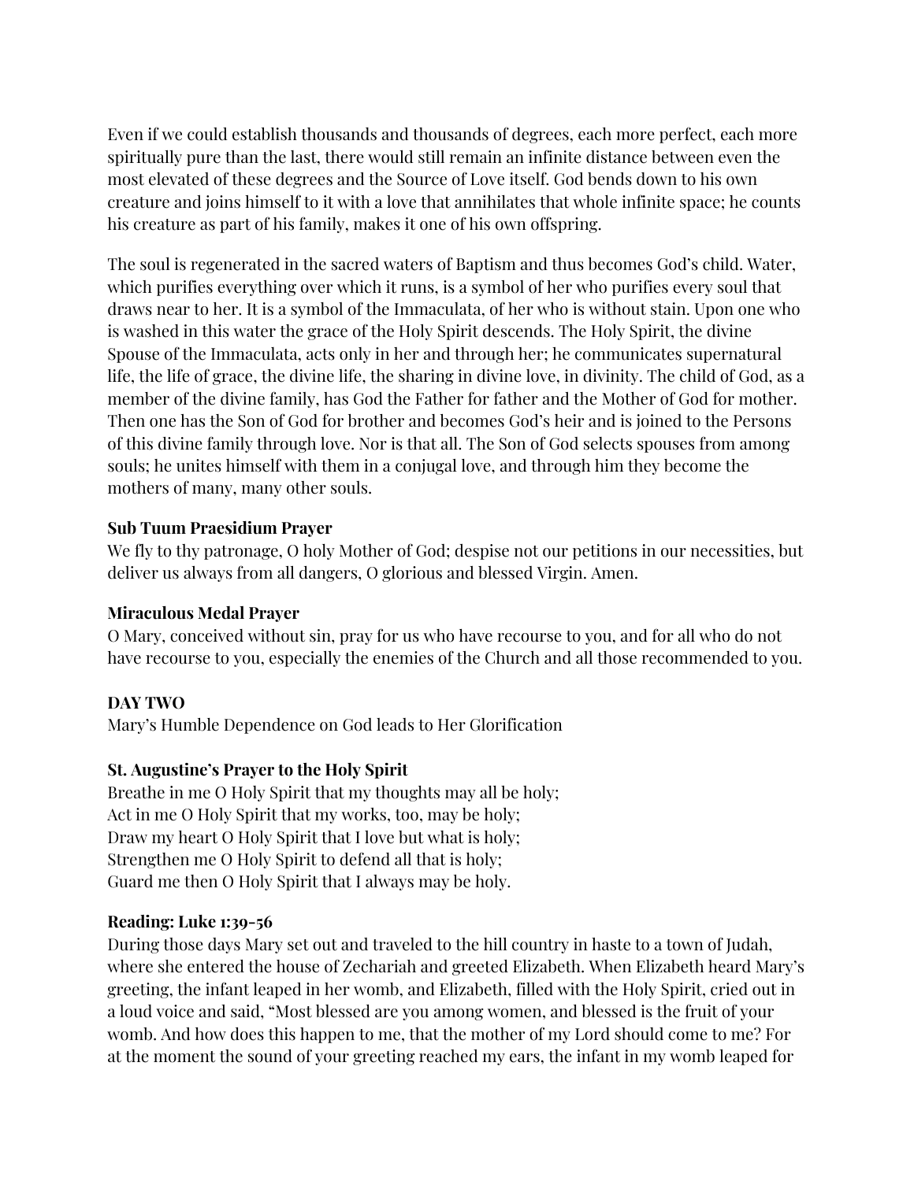Even if we could establish thousands and thousands of degrees, each more perfect, each more spiritually pure than the last, there would still remain an infinite distance between even the most elevated of these degrees and the Source of Love itself. God bends down to his own creature and joins himself to it with a love that annihilates that whole infinite space; he counts his creature as part of his family, makes it one of his own offspring.

The soul is regenerated in the sacred waters of Baptism and thus becomes God's child. Water, which purifies everything over which it runs, is a symbol of her who purifies every soul that draws near to her. It is a symbol of the Immaculata, of her who is without stain. Upon one who is washed in this water the grace of the Holy Spirit descends. The Holy Spirit, the divine Spouse of the Immaculata, acts only in her and through her; he communicates supernatural life, the life of grace, the divine life, the sharing in divine love, in divinity. The child of God, as a member of the divine family, has God the Father for father and the Mother of God for mother. Then one has the Son of God for brother and becomes God's heir and is joined to the Persons of this divine family through love. Nor is that all. The Son of God selects spouses from among souls; he unites himself with them in a conjugal love, and through him they become the mothers of many, many other souls.

**Sub Tuum Praesidium Prayer**
We fly to thy patronage, O holy Mother of God; despise not our petitions in our necessities, but deliver us always from all dangers, O glorious and blessed Virgin. Amen.

**Miraculous Medal Prayer**
O Mary, conceived without sin, pray for us who have recourse to you, and for all who do not have recourse to you, especially the enemies of the Church and all those recommended to you.

**DAY TWO**
Mary's Humble Dependence on God leads to Her Glorification

**St. Augustine's Prayer to the Holy Spirit**
Breathe in me O Holy Spirit that my thoughts may all be holy;
Act in me O Holy Spirit that my works, too, may be holy;
Draw my heart O Holy Spirit that I love but what is holy;
Strengthen me O Holy Spirit to defend all that is holy;
Guard me then O Holy Spirit that I always may be holy.

**Reading: Luke 1:39-56**
During those days Mary set out and traveled to the hill country in haste to a town of Judah, where she entered the house of Zechariah and greeted Elizabeth. When Elizabeth heard Mary's greeting, the infant leaped in her womb, and Elizabeth, filled with the Holy Spirit, cried out in a loud voice and said, "Most blessed are you among women, and blessed is the fruit of your womb. And how does this happen to me, that the mother of my Lord should come to me? For at the moment the sound of your greeting reached my ears, the infant in my womb leaped for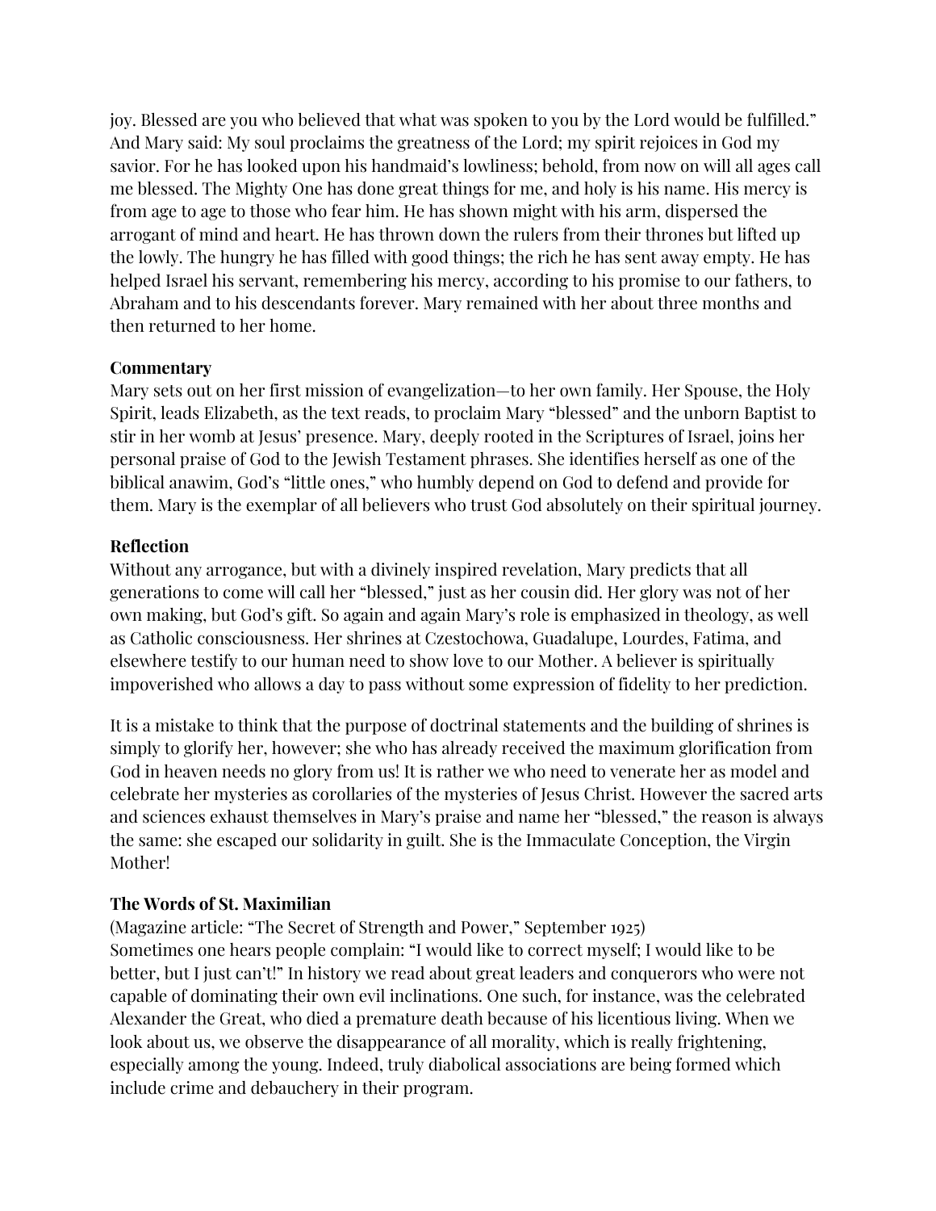joy. Blessed are you who believed that what was spoken to you by the Lord would be fulfilled." And Mary said: My soul proclaims the greatness of the Lord; my spirit rejoices in God my savior. For he has looked upon his handmaid's lowliness; behold, from now on will all ages call me blessed. The Mighty One has done great things for me, and holy is his name. His mercy is from age to age to those who fear him. He has shown might with his arm, dispersed the arrogant of mind and heart. He has thrown down the rulers from their thrones but lifted up the lowly. The hungry he has filled with good things; the rich he has sent away empty. He has helped Israel his servant, remembering his mercy, according to his promise to our fathers, to Abraham and to his descendants forever. Mary remained with her about three months and then returned to her home.

**Commentary**
Mary sets out on her first mission of evangelization—to her own family. Her Spouse, the Holy Spirit, leads Elizabeth, as the text reads, to proclaim Mary "blessed" and the unborn Baptist to stir in her womb at Jesus' presence. Mary, deeply rooted in the Scriptures of Israel, joins her personal praise of God to the Jewish Testament phrases. She identifies herself as one of the biblical anawim, God's "little ones," who humbly depend on God to defend and provide for them. Mary is the exemplar of all believers who trust God absolutely on their spiritual journey.

**Reflection**
Without any arrogance, but with a divinely inspired revelation, Mary predicts that all generations to come will call her "blessed," just as her cousin did. Her glory was not of her own making, but God's gift. So again and again Mary's role is emphasized in theology, as well as Catholic consciousness. Her shrines at Czestochowa, Guadalupe, Lourdes, Fatima, and elsewhere testify to our human need to show love to our Mother. A believer is spiritually impoverished who allows a day to pass without some expression of fidelity to her prediction.

It is a mistake to think that the purpose of doctrinal statements and the building of shrines is simply to glorify her, however; she who has already received the maximum glorification from God in heaven needs no glory from us! It is rather we who need to venerate her as model and celebrate her mysteries as corollaries of the mysteries of Jesus Christ. However the sacred arts and sciences exhaust themselves in Mary's praise and name her "blessed," the reason is always the same: she escaped our solidarity in guilt. She is the Immaculate Conception, the Virgin Mother!

**The Words of St. Maximilian**
(Magazine article: "The Secret of Strength and Power," September 1925)
Sometimes one hears people complain: "I would like to correct myself; I would like to be better, but I just can't!" In history we read about great leaders and conquerors who were not capable of dominating their own evil inclinations. One such, for instance, was the celebrated Alexander the Great, who died a premature death because of his licentious living. When we look about us, we observe the disappearance of all morality, which is really frightening, especially among the young. Indeed, truly diabolical associations are being formed which include crime and debauchery in their program.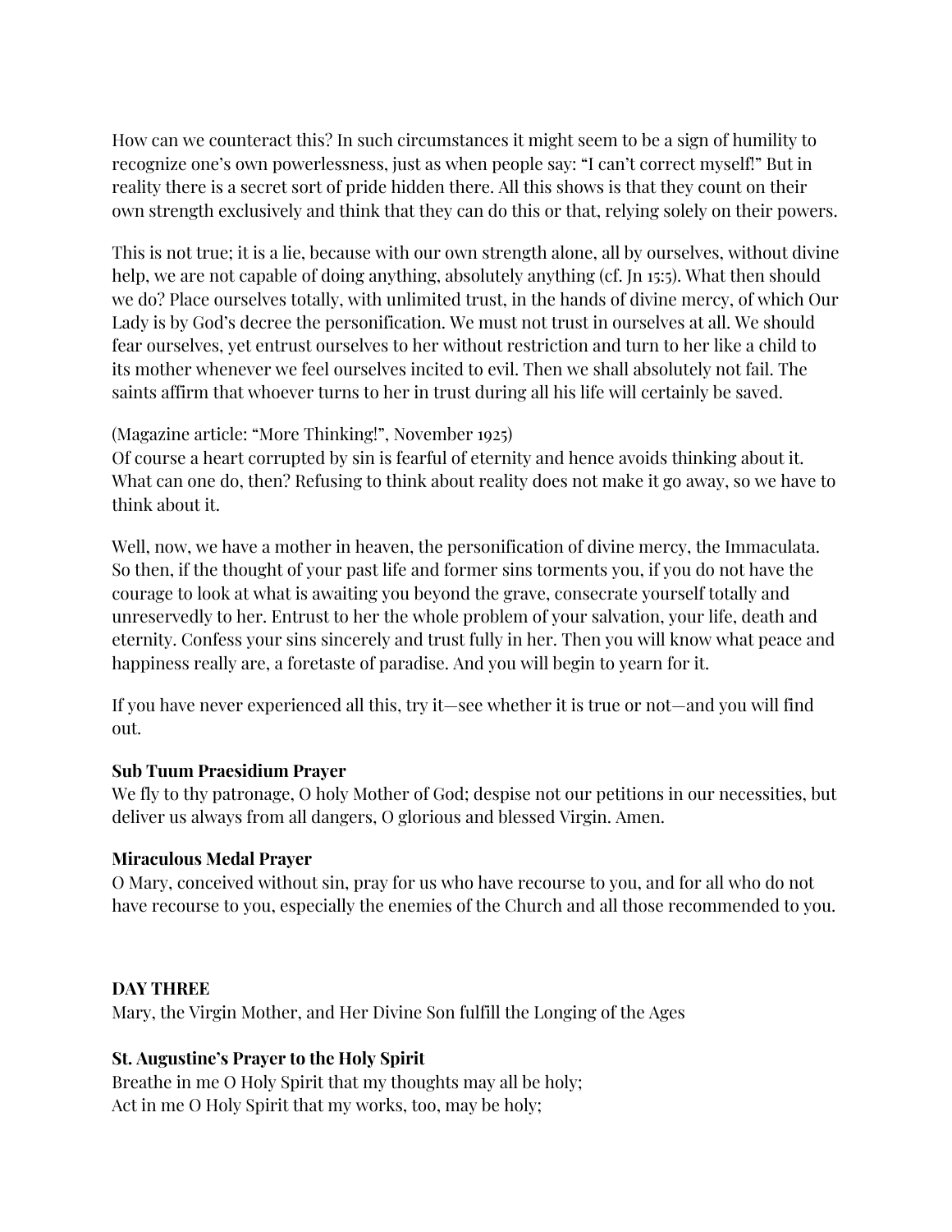How can we counteract this? In such circumstances it might seem to be a sign of humility to recognize one's own powerlessness, just as when people say: "I can't correct myself!" But in reality there is a secret sort of pride hidden there. All this shows is that they count on their own strength exclusively and think that they can do this or that, relying solely on their powers.

This is not true; it is a lie, because with our own strength alone, all by ourselves, without divine help, we are not capable of doing anything, absolutely anything (cf. Jn 15:5). What then should we do? Place ourselves totally, with unlimited trust, in the hands of divine mercy, of which Our Lady is by God's decree the personification. We must not trust in ourselves at all. We should fear ourselves, yet entrust ourselves to her without restriction and turn to her like a child to its mother whenever we feel ourselves incited to evil. Then we shall absolutely not fail. The saints affirm that whoever turns to her in trust during all his life will certainly be saved.

(Magazine article: "More Thinking!", November 1925)
Of course a heart corrupted by sin is fearful of eternity and hence avoids thinking about it. What can one do, then? Refusing to think about reality does not make it go away, so we have to think about it.

Well, now, we have a mother in heaven, the personification of divine mercy, the Immaculata. So then, if the thought of your past life and former sins torments you, if you do not have the courage to look at what is awaiting you beyond the grave, consecrate yourself totally and unreservedly to her. Entrust to her the whole problem of your salvation, your life, death and eternity. Confess your sins sincerely and trust fully in her. Then you will know what peace and happiness really are, a foretaste of paradise. And you will begin to yearn for it.

If you have never experienced all this, try it—see whether it is true or not—and you will find out.

**Sub Tuum Praesidium Prayer**
We fly to thy patronage, O holy Mother of God; despise not our petitions in our necessities, but deliver us always from all dangers, O glorious and blessed Virgin. Amen.

**Miraculous Medal Prayer**
O Mary, conceived without sin, pray for us who have recourse to you, and for all who do not have recourse to you, especially the enemies of the Church and all those recommended to you.

**DAY THREE**
Mary, the Virgin Mother, and Her Divine Son fulfill the Longing of the Ages

**St. Augustine's Prayer to the Holy Spirit**
Breathe in me O Holy Spirit that my thoughts may all be holy;
Act in me O Holy Spirit that my works, too, may be holy;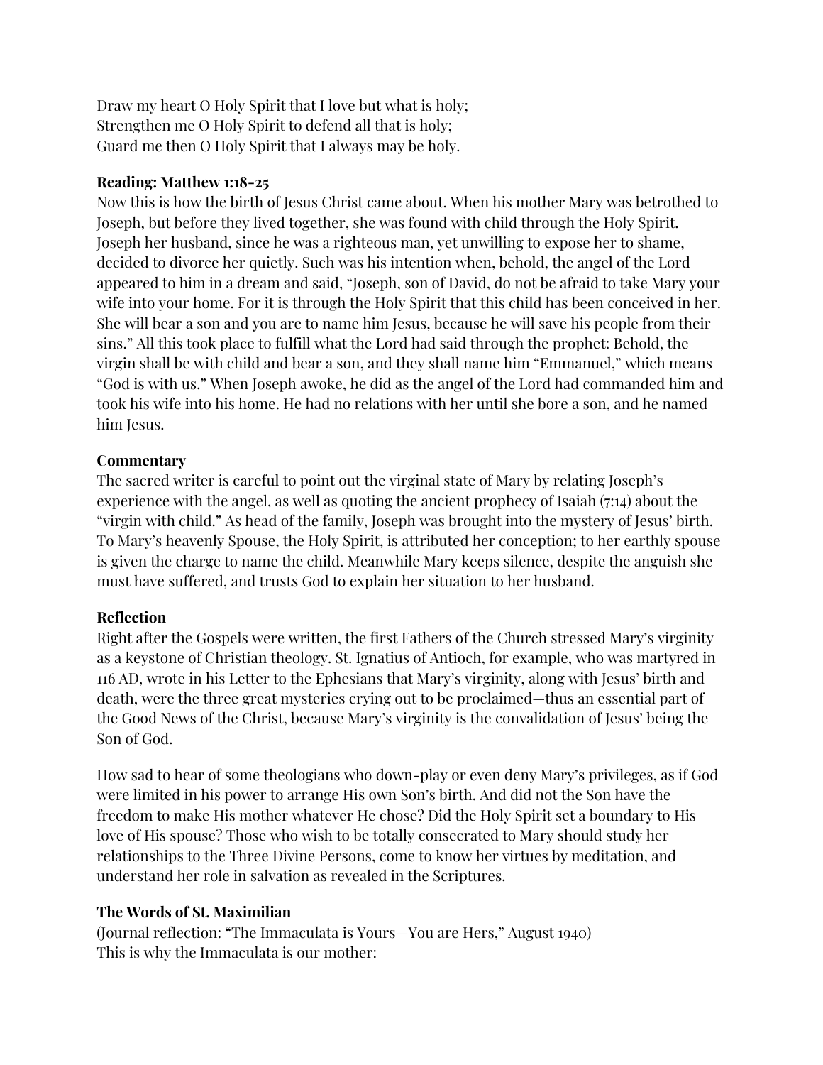Draw my heart O Holy Spirit that I love but what is holy;
Strengthen me O Holy Spirit to defend all that is holy;
Guard me then O Holy Spirit that I always may be holy.

**Reading: Matthew 1:18-25**
Now this is how the birth of Jesus Christ came about. When his mother Mary was betrothed to Joseph, but before they lived together, she was found with child through the Holy Spirit. Joseph her husband, since he was a righteous man, yet unwilling to expose her to shame, decided to divorce her quietly. Such was his intention when, behold, the angel of the Lord appeared to him in a dream and said, "Joseph, son of David, do not be afraid to take Mary your wife into your home. For it is through the Holy Spirit that this child has been conceived in her. She will bear a son and you are to name him Jesus, because he will save his people from their sins." All this took place to fulfill what the Lord had said through the prophet: Behold, the virgin shall be with child and bear a son, and they shall name him "Emmanuel," which means "God is with us." When Joseph awoke, he did as the angel of the Lord had commanded him and took his wife into his home. He had no relations with her until she bore a son, and he named him Jesus.

**Commentary**
The sacred writer is careful to point out the virginal state of Mary by relating Joseph's experience with the angel, as well as quoting the ancient prophecy of Isaiah (7:14) about the "virgin with child." As head of the family, Joseph was brought into the mystery of Jesus' birth. To Mary's heavenly Spouse, the Holy Spirit, is attributed her conception; to her earthly spouse is given the charge to name the child. Meanwhile Mary keeps silence, despite the anguish she must have suffered, and trusts God to explain her situation to her husband.

**Reflection**
Right after the Gospels were written, the first Fathers of the Church stressed Mary's virginity as a keystone of Christian theology. St. Ignatius of Antioch, for example, who was martyred in 116 AD, wrote in his Letter to the Ephesians that Mary's virginity, along with Jesus' birth and death, were the three great mysteries crying out to be proclaimed—thus an essential part of the Good News of the Christ, because Mary's virginity is the convalidation of Jesus' being the Son of God.

How sad to hear of some theologians who down-play or even deny Mary's privileges, as if God were limited in his power to arrange His own Son's birth. And did not the Son have the freedom to make His mother whatever He chose? Did the Holy Spirit set a boundary to His love of His spouse? Those who wish to be totally consecrated to Mary should study her relationships to the Three Divine Persons, come to know her virtues by meditation, and understand her role in salvation as revealed in the Scriptures.

**The Words of St. Maximilian**
(Journal reflection: "The Immaculata is Yours—You are Hers," August 1940)
This is why the Immaculata is our mother: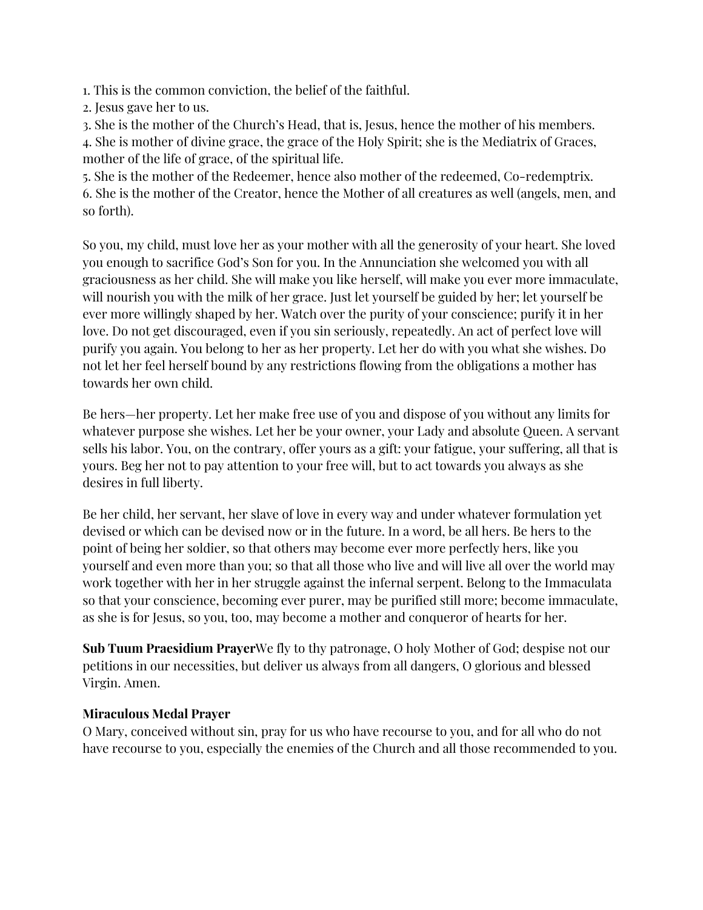1. This is the common conviction, the belief of the faithful.
2. Jesus gave her to us.
3. She is the mother of the Church's Head, that is, Jesus, hence the mother of his members.
4. She is mother of divine grace, the grace of the Holy Spirit; she is the Mediatrix of Graces, mother of the life of grace, of the spiritual life.
5. She is the mother of the Redeemer, hence also mother of the redeemed, Co-redemptrix.
6. She is the mother of the Creator, hence the Mother of all creatures as well (angels, men, and so forth).

So you, my child, must love her as your mother with all the generosity of your heart. She loved you enough to sacrifice God's Son for you. In the Annunciation she welcomed you with all graciousness as her child. She will make you like herself, will make you ever more immaculate, will nourish you with the milk of her grace. Just let yourself be guided by her; let yourself be ever more willingly shaped by her. Watch over the purity of your conscience; purify it in her love. Do not get discouraged, even if you sin seriously, repeatedly. An act of perfect love will purify you again. You belong to her as her property. Let her do with you what she wishes. Do not let her feel herself bound by any restrictions flowing from the obligations a mother has towards her own child.

Be hers—her property. Let her make free use of you and dispose of you without any limits for whatever purpose she wishes. Let her be your owner, your Lady and absolute Queen. A servant sells his labor. You, on the contrary, offer yours as a gift: your fatigue, your suffering, all that is yours. Beg her not to pay attention to your free will, but to act towards you always as she desires in full liberty.

Be her child, her servant, her slave of love in every way and under whatever formulation yet devised or which can be devised now or in the future. In a word, be all hers. Be hers to the point of being her soldier, so that others may become ever more perfectly hers, like you yourself and even more than you; so that all those who live and will live all over the world may work together with her in her struggle against the infernal serpent. Belong to the Immaculata so that your conscience, becoming ever purer, may be purified still more; become immaculate, as she is for Jesus, so you, too, may become a mother and conqueror of hearts for her.

**Sub Tuum Praesidium Prayer**We fly to thy patronage, O holy Mother of God; despise not our petitions in our necessities, but deliver us always from all dangers, O glorious and blessed Virgin. Amen.

**Miraculous Medal Prayer**
O Mary, conceived without sin, pray for us who have recourse to you, and for all who do not have recourse to you, especially the enemies of the Church and all those recommended to you.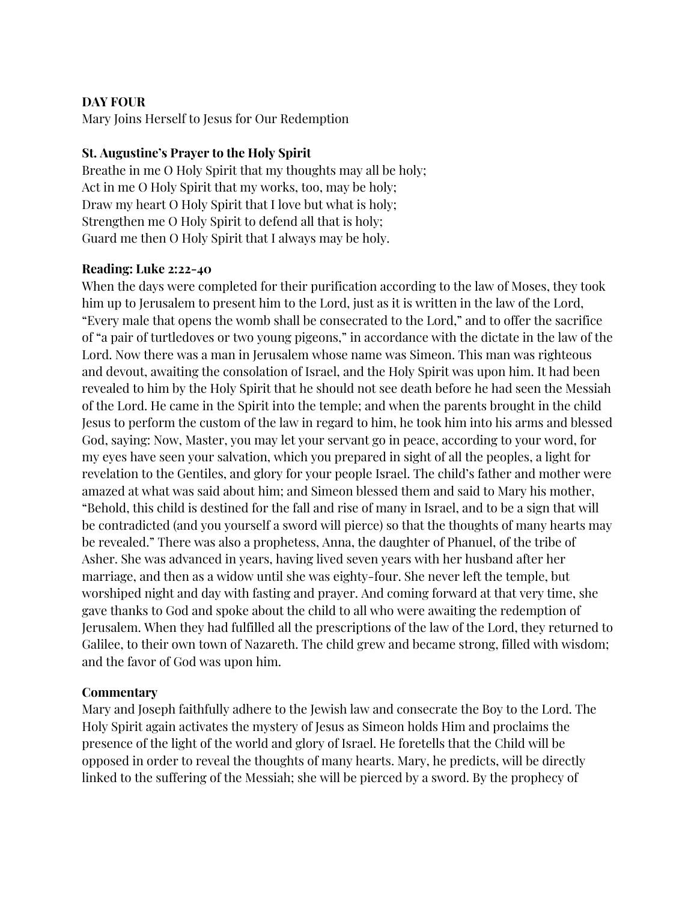**DAY FOUR**
Mary Joins Herself to Jesus for Our Redemption

**St. Augustine's Prayer to the Holy Spirit**
Breathe in me O Holy Spirit that my thoughts may all be holy;
Act in me O Holy Spirit that my works, too, may be holy;
Draw my heart O Holy Spirit that I love but what is holy;
Strengthen me O Holy Spirit to defend all that is holy;
Guard me then O Holy Spirit that I always may be holy.

**Reading: Luke 2:22-40**
When the days were completed for their purification according to the law of Moses, they took him up to Jerusalem to present him to the Lord, just as it is written in the law of the Lord, "Every male that opens the womb shall be consecrated to the Lord," and to offer the sacrifice of "a pair of turtledoves or two young pigeons," in accordance with the dictate in the law of the Lord. Now there was a man in Jerusalem whose name was Simeon. This man was righteous and devout, awaiting the consolation of Israel, and the Holy Spirit was upon him. It had been revealed to him by the Holy Spirit that he should not see death before he had seen the Messiah of the Lord. He came in the Spirit into the temple; and when the parents brought in the child Jesus to perform the custom of the law in regard to him, he took him into his arms and blessed God, saying: Now, Master, you may let your servant go in peace, according to your word, for my eyes have seen your salvation, which you prepared in sight of all the peoples, a light for revelation to the Gentiles, and glory for your people Israel. The child's father and mother were amazed at what was said about him; and Simeon blessed them and said to Mary his mother, "Behold, this child is destined for the fall and rise of many in Israel, and to be a sign that will be contradicted (and you yourself a sword will pierce) so that the thoughts of many hearts may be revealed." There was also a prophetess, Anna, the daughter of Phanuel, of the tribe of Asher. She was advanced in years, having lived seven years with her husband after her marriage, and then as a widow until she was eighty-four. She never left the temple, but worshiped night and day with fasting and prayer. And coming forward at that very time, she gave thanks to God and spoke about the child to all who were awaiting the redemption of Jerusalem. When they had fulfilled all the prescriptions of the law of the Lord, they returned to Galilee, to their own town of Nazareth. The child grew and became strong, filled with wisdom; and the favor of God was upon him.

**Commentary**
Mary and Joseph faithfully adhere to the Jewish law and consecrate the Boy to the Lord. The Holy Spirit again activates the mystery of Jesus as Simeon holds Him and proclaims the presence of the light of the world and glory of Israel. He foretells that the Child will be opposed in order to reveal the thoughts of many hearts. Mary, he predicts, will be directly linked to the suffering of the Messiah; she will be pierced by a sword. By the prophecy of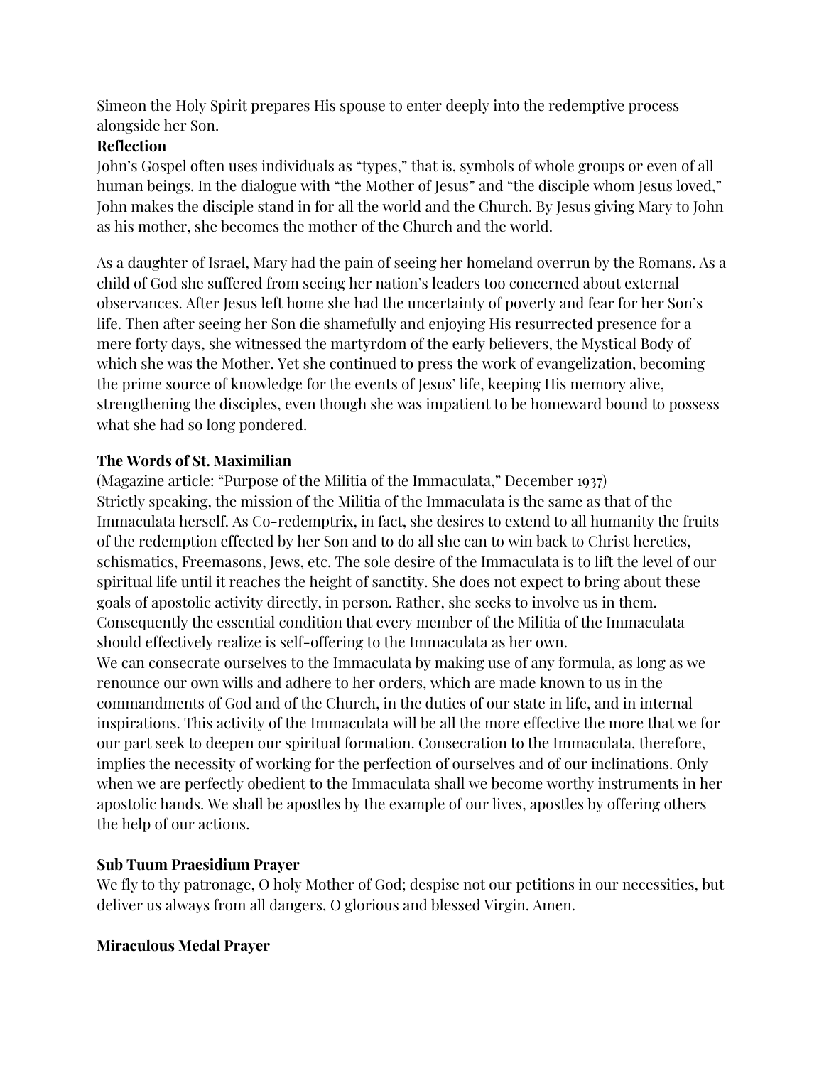Simeon the Holy Spirit prepares His spouse to enter deeply into the redemptive process alongside her Son.

**Reflection**

John's Gospel often uses individuals as "types," that is, symbols of whole groups or even of all human beings. In the dialogue with "the Mother of Jesus" and "the disciple whom Jesus loved," John makes the disciple stand in for all the world and the Church. By Jesus giving Mary to John as his mother, she becomes the mother of the Church and the world.

As a daughter of Israel, Mary had the pain of seeing her homeland overrun by the Romans. As a child of God she suffered from seeing her nation's leaders too concerned about external observances. After Jesus left home she had the uncertainty of poverty and fear for her Son's life. Then after seeing her Son die shamefully and enjoying His resurrected presence for a mere forty days, she witnessed the martyrdom of the early believers, the Mystical Body of which she was the Mother. Yet she continued to press the work of evangelization, becoming the prime source of knowledge for the events of Jesus' life, keeping His memory alive, strengthening the disciples, even though she was impatient to be homeward bound to possess what she had so long pondered.

**The Words of St. Maximilian**

(Magazine article: "Purpose of the Militia of the Immaculata," December 1937)

Strictly speaking, the mission of the Militia of the Immaculata is the same as that of the Immaculata herself. As Co-redemptrix, in fact, she desires to extend to all humanity the fruits of the redemption effected by her Son and to do all she can to win back to Christ heretics, schismatics, Freemasons, Jews, etc. The sole desire of the Immaculata is to lift the level of our spiritual life until it reaches the height of sanctity. She does not expect to bring about these goals of apostolic activity directly, in person. Rather, she seeks to involve us in them. Consequently the essential condition that every member of the Militia of the Immaculata should effectively realize is self-offering to the Immaculata as her own.

We can consecrate ourselves to the Immaculata by making use of any formula, as long as we renounce our own wills and adhere to her orders, which are made known to us in the commandments of God and of the Church, in the duties of our state in life, and in internal inspirations. This activity of the Immaculata will be all the more effective the more that we for our part seek to deepen our spiritual formation. Consecration to the Immaculata, therefore, implies the necessity of working for the perfection of ourselves and of our inclinations. Only when we are perfectly obedient to the Immaculata shall we become worthy instruments in her apostolic hands. We shall be apostles by the example of our lives, apostles by offering others the help of our actions.

**Sub Tuum Praesidium Prayer**

We fly to thy patronage, O holy Mother of God; despise not our petitions in our necessities, but deliver us always from all dangers, O glorious and blessed Virgin. Amen.

**Miraculous Medal Prayer**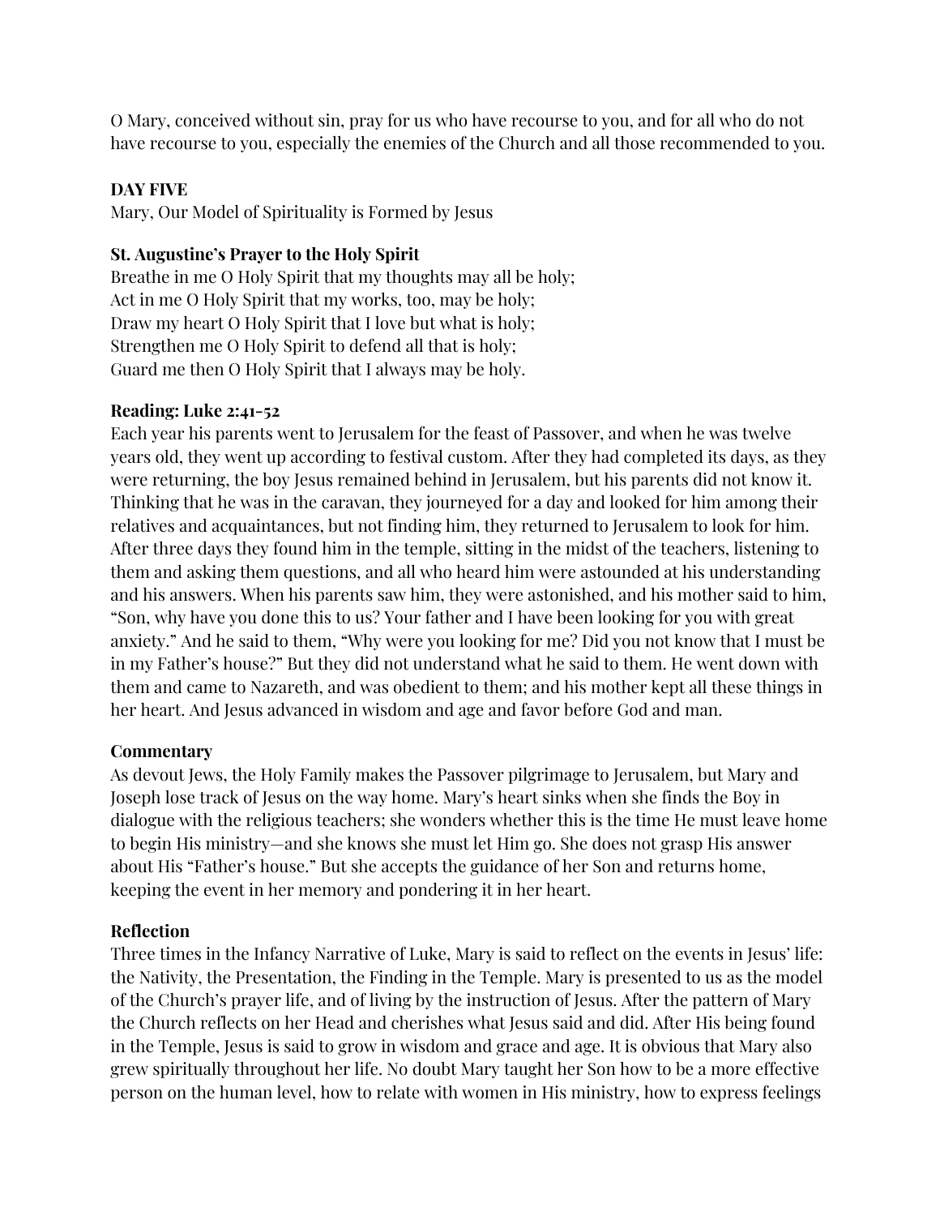O Mary, conceived without sin, pray for us who have recourse to you, and for all who do not have recourse to you, especially the enemies of the Church and all those recommended to you.

**DAY FIVE**

Mary, Our Model of Spirituality is Formed by Jesus

**St. Augustine's Prayer to the Holy Spirit**

Breathe in me O Holy Spirit that my thoughts may all be holy;
Act in me O Holy Spirit that my works, too, may be holy;
Draw my heart O Holy Spirit that I love but what is holy;
Strengthen me O Holy Spirit to defend all that is holy;
Guard me then O Holy Spirit that I always may be holy.

**Reading: Luke 2:41-52**

Each year his parents went to Jerusalem for the feast of Passover, and when he was twelve years old, they went up according to festival custom. After they had completed its days, as they were returning, the boy Jesus remained behind in Jerusalem, but his parents did not know it. Thinking that he was in the caravan, they journeyed for a day and looked for him among their relatives and acquaintances, but not finding him, they returned to Jerusalem to look for him. After three days they found him in the temple, sitting in the midst of the teachers, listening to them and asking them questions, and all who heard him were astounded at his understanding and his answers. When his parents saw him, they were astonished, and his mother said to him, "Son, why have you done this to us? Your father and I have been looking for you with great anxiety." And he said to them, "Why were you looking for me? Did you not know that I must be in my Father's house?" But they did not understand what he said to them. He went down with them and came to Nazareth, and was obedient to them; and his mother kept all these things in her heart. And Jesus advanced in wisdom and age and favor before God and man.

**Commentary**

As devout Jews, the Holy Family makes the Passover pilgrimage to Jerusalem, but Mary and Joseph lose track of Jesus on the way home. Mary's heart sinks when she finds the Boy in dialogue with the religious teachers; she wonders whether this is the time He must leave home to begin His ministry—and she knows she must let Him go. She does not grasp His answer about His "Father's house." But she accepts the guidance of her Son and returns home, keeping the event in her memory and pondering it in her heart.

**Reflection**

Three times in the Infancy Narrative of Luke, Mary is said to reflect on the events in Jesus' life: the Nativity, the Presentation, the Finding in the Temple. Mary is presented to us as the model of the Church's prayer life, and of living by the instruction of Jesus. After the pattern of Mary the Church reflects on her Head and cherishes what Jesus said and did. After His being found in the Temple, Jesus is said to grow in wisdom and grace and age. It is obvious that Mary also grew spiritually throughout her life. No doubt Mary taught her Son how to be a more effective person on the human level, how to relate with women in His ministry, how to express feelings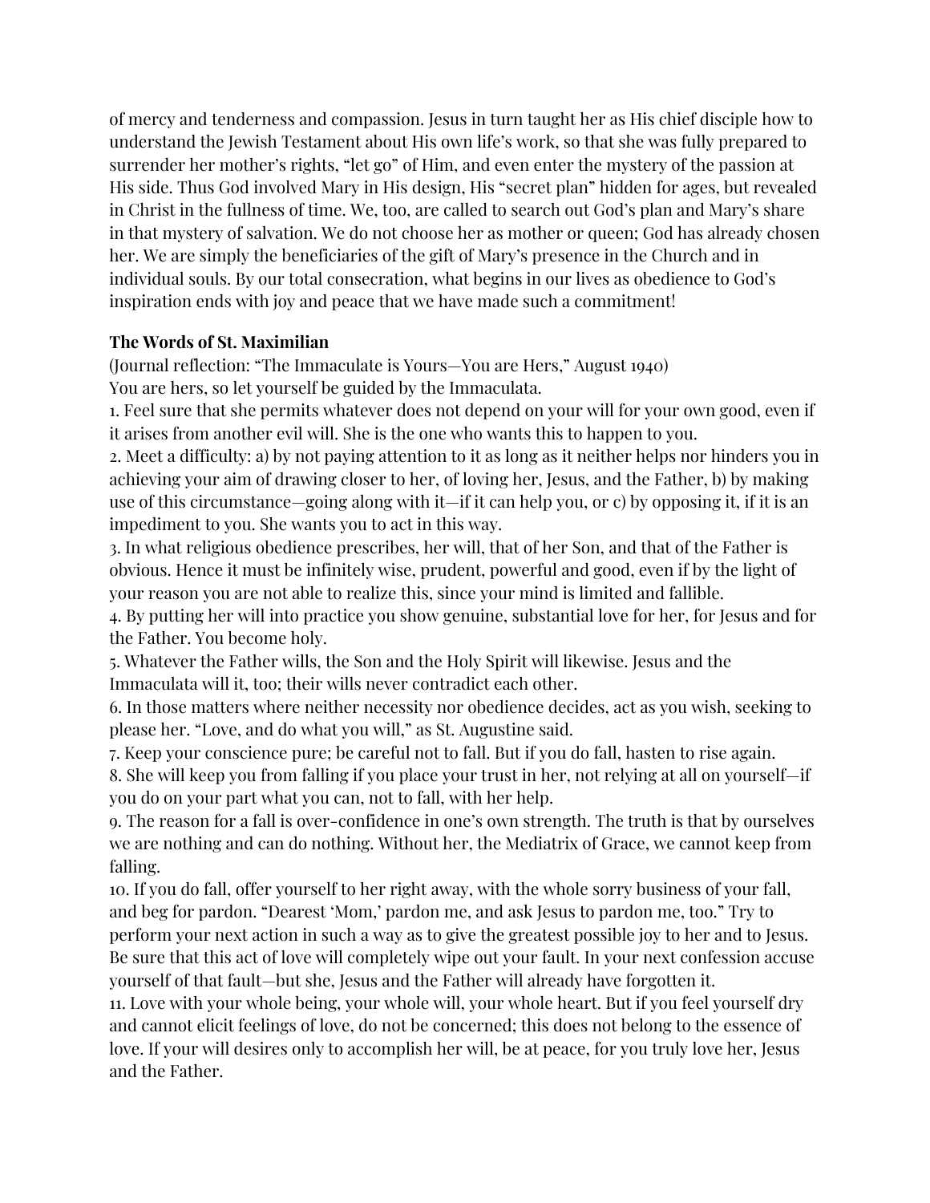of mercy and tenderness and compassion. Jesus in turn taught her as His chief disciple how to understand the Jewish Testament about His own life's work, so that she was fully prepared to surrender her mother's rights, "let go" of Him, and even enter the mystery of the passion at His side. Thus God involved Mary in His design, His "secret plan" hidden for ages, but revealed in Christ in the fullness of time. We, too, are called to search out God's plan and Mary's share in that mystery of salvation. We do not choose her as mother or queen; God has already chosen her. We are simply the beneficiaries of the gift of Mary's presence in the Church and in individual souls. By our total consecration, what begins in our lives as obedience to God's inspiration ends with joy and peace that we have made such a commitment!

**The Words of St. Maximilian**

(Journal reflection: "The Immaculate is Yours—You are Hers," August 1940)

You are hers, so let yourself be guided by the Immaculata.

1. Feel sure that she permits whatever does not depend on your will for your own good, even if it arises from another evil will. She is the one who wants this to happen to you.
2. Meet a difficulty: a) by not paying attention to it as long as it neither helps nor hinders you in achieving your aim of drawing closer to her, of loving her, Jesus, and the Father, b) by making use of this circumstance—going along with it—if it can help you, or c) by opposing it, if it is an impediment to you. She wants you to act in this way.
3. In what religious obedience prescribes, her will, that of her Son, and that of the Father is obvious. Hence it must be infinitely wise, prudent, powerful and good, even if by the light of your reason you are not able to realize this, since your mind is limited and fallible.
4. By putting her will into practice you show genuine, substantial love for her, for Jesus and for the Father. You become holy.
5. Whatever the Father wills, the Son and the Holy Spirit will likewise. Jesus and the Immaculata will it, too; their wills never contradict each other.
6. In those matters where neither necessity nor obedience decides, act as you wish, seeking to please her. "Love, and do what you will," as St. Augustine said.
7. Keep your conscience pure; be careful not to fall. But if you do fall, hasten to rise again.
8. She will keep you from falling if you place your trust in her, not relying at all on yourself—if you do on your part what you can, not to fall, with her help.
9. The reason for a fall is over-confidence in one's own strength. The truth is that by ourselves we are nothing and can do nothing. Without her, the Mediatrix of Grace, we cannot keep from falling.
10. If you do fall, offer yourself to her right away, with the whole sorry business of your fall, and beg for pardon. "Dearest 'Mom,' pardon me, and ask Jesus to pardon me, too." Try to perform your next action in such a way as to give the greatest possible joy to her and to Jesus. Be sure that this act of love will completely wipe out your fault. In your next confession accuse yourself of that fault—but she, Jesus and the Father will already have forgotten it.
11. Love with your whole being, your whole will, your whole heart. But if you feel yourself dry and cannot elicit feelings of love, do not be concerned; this does not belong to the essence of love. If your will desires only to accomplish her will, be at peace, for you truly love her, Jesus and the Father.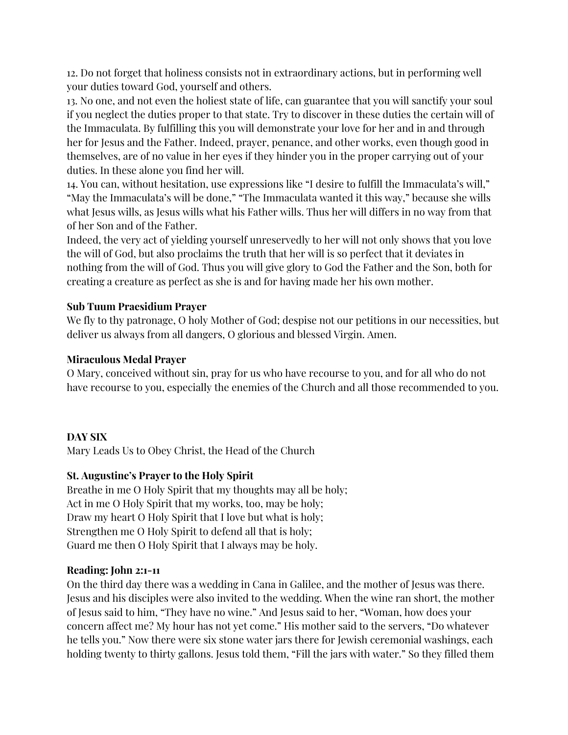12. Do not forget that holiness consists not in extraordinary actions, but in performing well your duties toward God, yourself and others.

13. No one, and not even the holiest state of life, can guarantee that you will sanctify your soul if you neglect the duties proper to that state. Try to discover in these duties the certain will of the Immaculata. By fulfilling this you will demonstrate your love for her and in and through her for Jesus and the Father. Indeed, prayer, penance, and other works, even though good in themselves, are of no value in her eyes if they hinder you in the proper carrying out of your duties. In these alone you find her will.

14. You can, without hesitation, use expressions like "I desire to fulfill the Immaculata's will," "May the Immaculata's will be done," "The Immaculata wanted it this way," because she wills what Jesus wills, as Jesus wills what his Father wills. Thus her will differs in no way from that of her Son and of the Father.

Indeed, the very act of yielding yourself unreservedly to her will not only shows that you love the will of God, but also proclaims the truth that her will is so perfect that it deviates in nothing from the will of God. Thus you will give glory to God the Father and the Son, both for creating a creature as perfect as she is and for having made her his own mother.

**Sub Tuum Praesidium Prayer**

We fly to thy patronage, O holy Mother of God; despise not our petitions in our necessities, but deliver us always from all dangers, O glorious and blessed Virgin. Amen.

**Miraculous Medal Prayer**

O Mary, conceived without sin, pray for us who have recourse to you, and for all who do not have recourse to you, especially the enemies of the Church and all those recommended to you.

**DAY SIX**

Mary Leads Us to Obey Christ, the Head of the Church

**St. Augustine's Prayer to the Holy Spirit**

Breathe in me O Holy Spirit that my thoughts may all be holy;
Act in me O Holy Spirit that my works, too, may be holy;
Draw my heart O Holy Spirit that I love but what is holy;
Strengthen me O Holy Spirit to defend all that is holy;
Guard me then O Holy Spirit that I always may be holy.

**Reading: John 2:1-11**

On the third day there was a wedding in Cana in Galilee, and the mother of Jesus was there. Jesus and his disciples were also invited to the wedding. When the wine ran short, the mother of Jesus said to him, "They have no wine." And Jesus said to her, "Woman, how does your concern affect me? My hour has not yet come." His mother said to the servers, "Do whatever he tells you." Now there were six stone water jars there for Jewish ceremonial washings, each holding twenty to thirty gallons. Jesus told them, "Fill the jars with water." So they filled them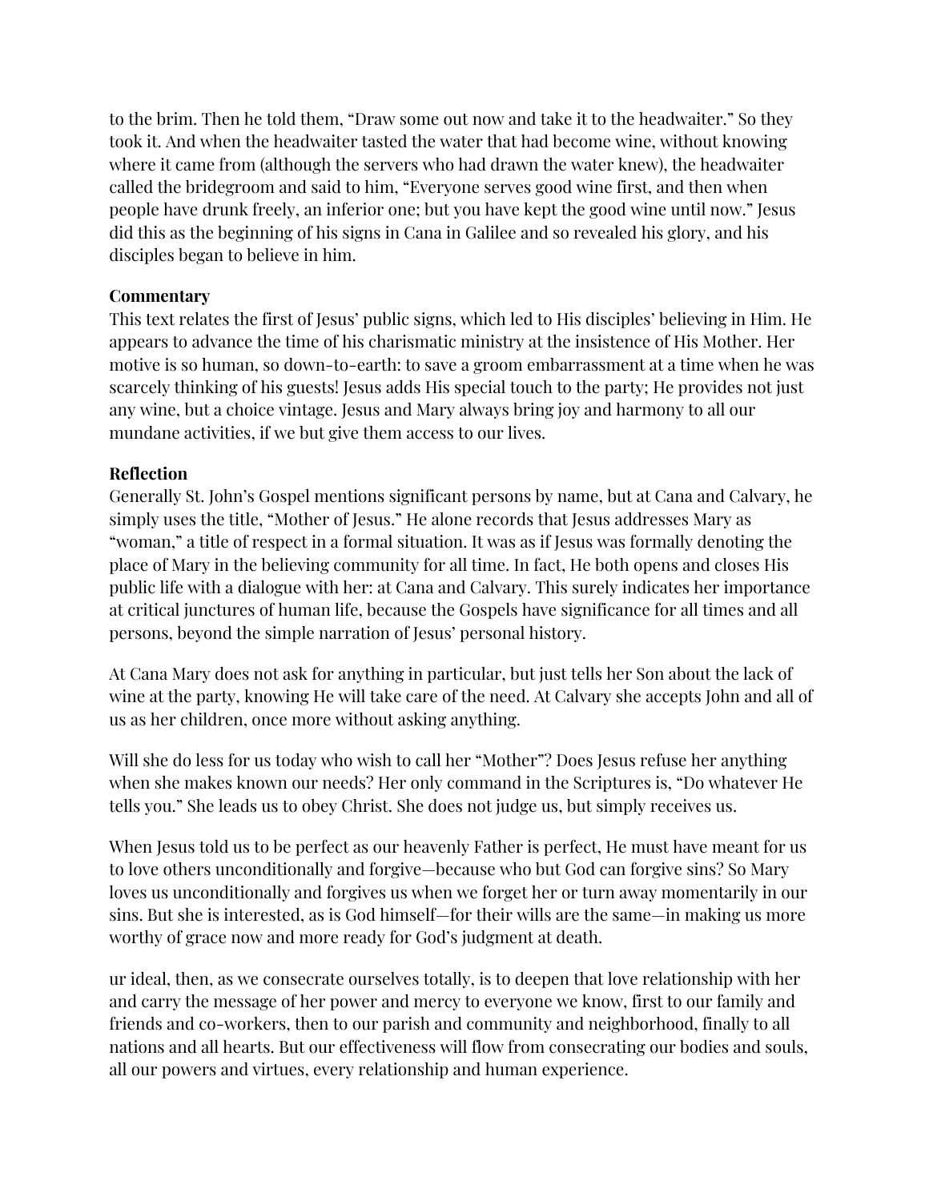to the brim. Then he told them, "Draw some out now and take it to the headwaiter." So they took it. And when the headwaiter tasted the water that had become wine, without knowing where it came from (although the servers who had drawn the water knew), the headwaiter called the bridegroom and said to him, "Everyone serves good wine first, and then when people have drunk freely, an inferior one; but you have kept the good wine until now." Jesus did this as the beginning of his signs in Cana in Galilee and so revealed his glory, and his disciples began to believe in him.

**Commentary**

This text relates the first of Jesus' public signs, which led to His disciples' believing in Him. He appears to advance the time of his charismatic ministry at the insistence of His Mother. Her motive is so human, so down-to-earth: to save a groom embarrassment at a time when he was scarcely thinking of his guests! Jesus adds His special touch to the party; He provides not just any wine, but a choice vintage. Jesus and Mary always bring joy and harmony to all our mundane activities, if we but give them access to our lives.

**Reflection**

Generally St. John's Gospel mentions significant persons by name, but at Cana and Calvary, he simply uses the title, "Mother of Jesus." He alone records that Jesus addresses Mary as "woman," a title of respect in a formal situation. It was as if Jesus was formally denoting the place of Mary in the believing community for all time. In fact, He both opens and closes His public life with a dialogue with her: at Cana and Calvary. This surely indicates her importance at critical junctures of human life, because the Gospels have significance for all times and all persons, beyond the simple narration of Jesus' personal history.

At Cana Mary does not ask for anything in particular, but just tells her Son about the lack of wine at the party, knowing He will take care of the need. At Calvary she accepts John and all of us as her children, once more without asking anything.

Will she do less for us today who wish to call her "Mother"? Does Jesus refuse her anything when she makes known our needs? Her only command in the Scriptures is, "Do whatever He tells you." She leads us to obey Christ. She does not judge us, but simply receives us.

When Jesus told us to be perfect as our heavenly Father is perfect, He must have meant for us to love others unconditionally and forgive—because who but God can forgive sins? So Mary loves us unconditionally and forgives us when we forget her or turn away momentarily in our sins. But she is interested, as is God himself—for their wills are the same—in making us more worthy of grace now and more ready for God's judgment at death.

ur ideal, then, as we consecrate ourselves totally, is to deepen that love relationship with her and carry the message of her power and mercy to everyone we know, first to our family and friends and co-workers, then to our parish and community and neighborhood, finally to all nations and all hearts. But our effectiveness will flow from consecrating our bodies and souls, all our powers and virtues, every relationship and human experience.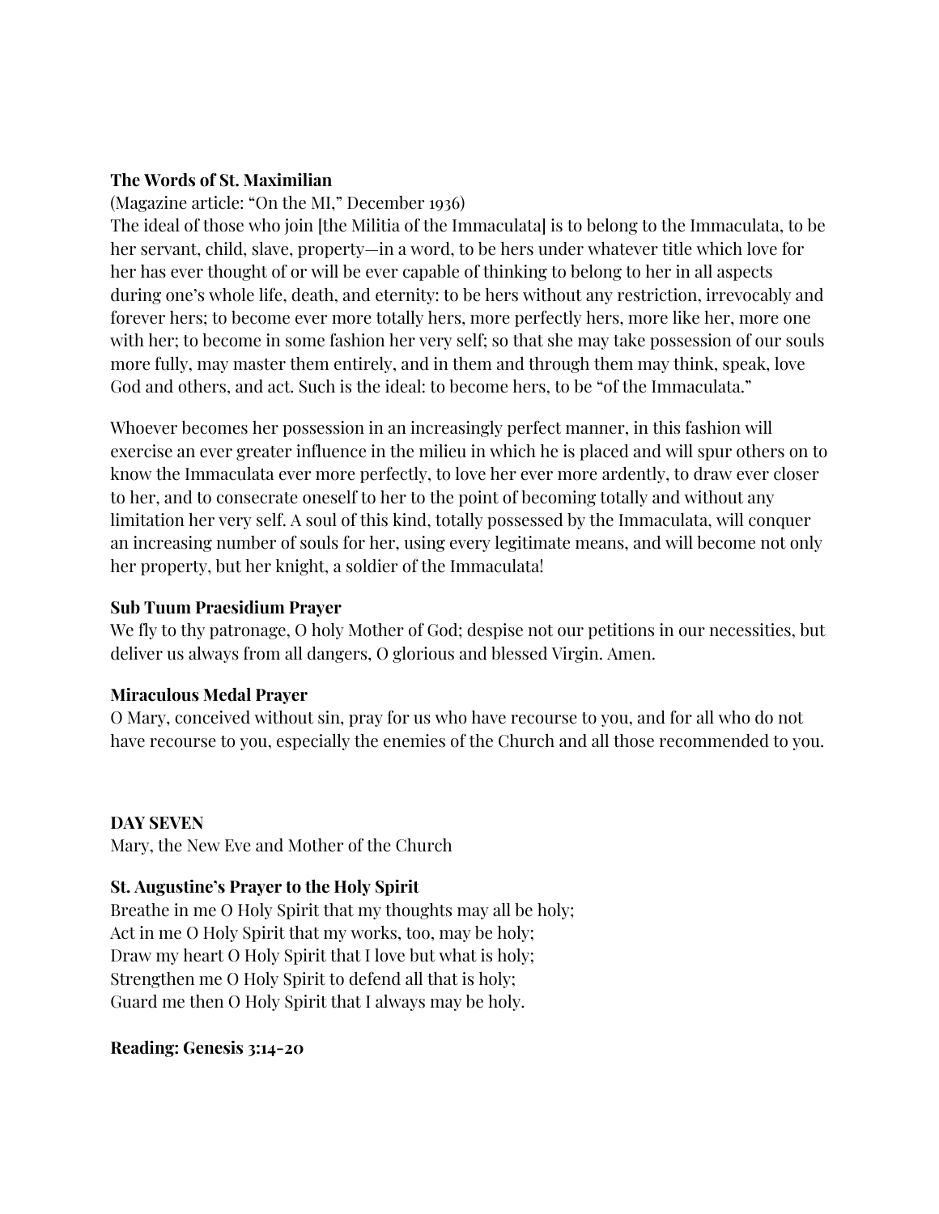**The Words of St. Maximilian**

(Magazine article: "On the MI," December 1936)

The ideal of those who join [the Militia of the Immaculata] is to belong to the Immaculata, to be her servant, child, slave, property—in a word, to be hers under whatever title which love for her has ever thought of or will be ever capable of thinking to belong to her in all aspects during one's whole life, death, and eternity: to be hers without any restriction, irrevocably and forever hers; to become ever more totally hers, more perfectly hers, more like her, more one with her; to become in some fashion her very self; so that she may take possession of our souls more fully, may master them entirely, and in them and through them may think, speak, love God and others, and act. Such is the ideal: to become hers, to be "of the Immaculata."

Whoever becomes her possession in an increasingly perfect manner, in this fashion will exercise an ever greater influence in the milieu in which he is placed and will spur others on to know the Immaculata ever more perfectly, to love her ever more ardently, to draw ever closer to her, and to consecrate oneself to her to the point of becoming totally and without any limitation her very self. A soul of this kind, totally possessed by the Immaculata, will conquer an increasing number of souls for her, using every legitimate means, and will become not only her property, but her knight, a soldier of the Immaculata!

**Sub Tuum Praesidium Prayer**

We fly to thy patronage, O holy Mother of God; despise not our petitions in our necessities, but deliver us always from all dangers, O glorious and blessed Virgin. Amen.

**Miraculous Medal Prayer**

O Mary, conceived without sin, pray for us who have recourse to you, and for all who do not have recourse to you, especially the enemies of the Church and all those recommended to you.

**DAY SEVEN**

Mary, the New Eve and Mother of the Church

**St. Augustine's Prayer to the Holy Spirit**

Breathe in me O Holy Spirit that my thoughts may all be holy;
Act in me O Holy Spirit that my works, too, may be holy;
Draw my heart O Holy Spirit that I love but what is holy;
Strengthen me O Holy Spirit to defend all that is holy;
Guard me then O Holy Spirit that I always may be holy.

**Reading: Genesis 3:14-20**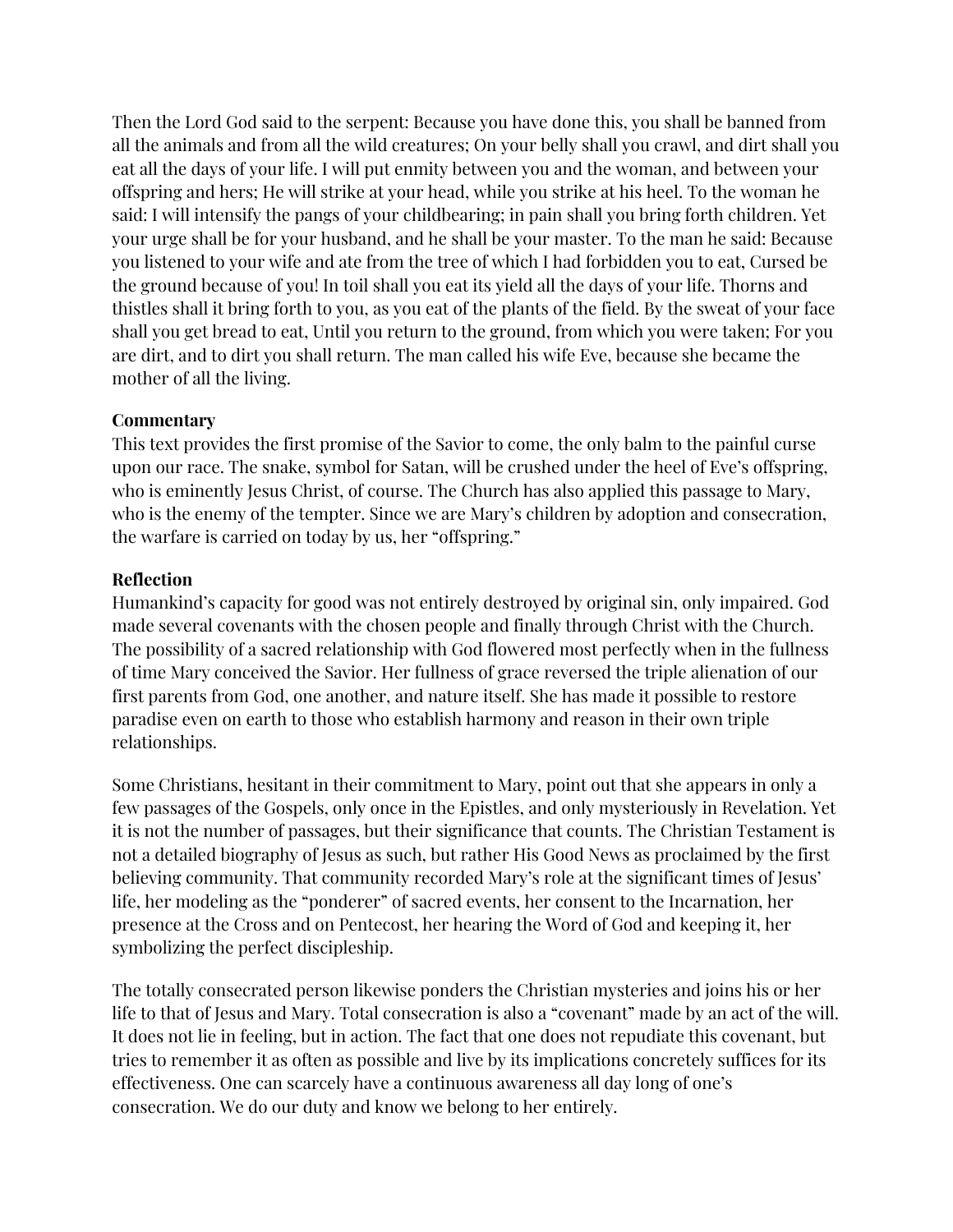Then the Lord God said to the serpent: Because you have done this, you shall be banned from all the animals and from all the wild creatures; On your belly shall you crawl, and dirt shall you eat all the days of your life. I will put enmity between you and the woman, and between your offspring and hers; He will strike at your head, while you strike at his heel. To the woman he said: I will intensify the pangs of your childbearing; in pain shall you bring forth children. Yet your urge shall be for your husband, and he shall be your master. To the man he said: Because you listened to your wife and ate from the tree of which I had forbidden you to eat, Cursed be the ground because of you! In toil shall you eat its yield all the days of your life. Thorns and thistles shall it bring forth to you, as you eat of the plants of the field. By the sweat of your face shall you get bread to eat, Until you return to the ground, from which you were taken; For you are dirt, and to dirt you shall return. The man called his wife Eve, because she became the mother of all the living.

**Commentary**
This text provides the first promise of the Savior to come, the only balm to the painful curse upon our race. The snake, symbol for Satan, will be crushed under the heel of Eve's offspring, who is eminently Jesus Christ, of course. The Church has also applied this passage to Mary, who is the enemy of the tempter. Since we are Mary's children by adoption and consecration, the warfare is carried on today by us, her "offspring."

**Reflection**
Humankind's capacity for good was not entirely destroyed by original sin, only impaired. God made several covenants with the chosen people and finally through Christ with the Church. The possibility of a sacred relationship with God flowered most perfectly when in the fullness of time Mary conceived the Savior. Her fullness of grace reversed the triple alienation of our first parents from God, one another, and nature itself. She has made it possible to restore paradise even on earth to those who establish harmony and reason in their own triple relationships.

Some Christians, hesitant in their commitment to Mary, point out that she appears in only a few passages of the Gospels, only once in the Epistles, and only mysteriously in Revelation. Yet it is not the number of passages, but their significance that counts. The Christian Testament is not a detailed biography of Jesus as such, but rather His Good News as proclaimed by the first believing community. That community recorded Mary's role at the significant times of Jesus' life, her modeling as the "ponderer" of sacred events, her consent to the Incarnation, her presence at the Cross and on Pentecost, her hearing the Word of God and keeping it, her symbolizing the perfect discipleship.

The totally consecrated person likewise ponders the Christian mysteries and joins his or her life to that of Jesus and Mary. Total consecration is also a "covenant" made by an act of the will. It does not lie in feeling, but in action. The fact that one does not repudiate this covenant, but tries to remember it as often as possible and live by its implications concretely suffices for its effectiveness. One can scarcely have a continuous awareness all day long of one's consecration. We do our duty and know we belong to her entirely.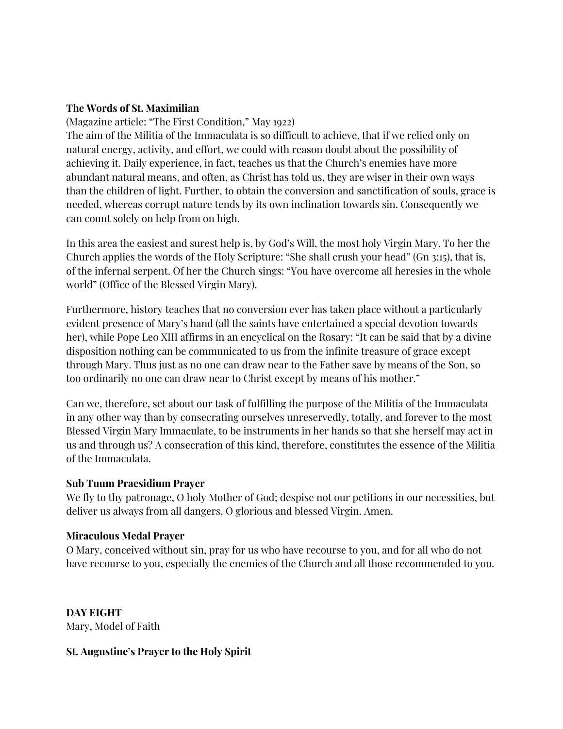**The Words of St. Maximilian**

(Magazine article: "The First Condition," May 1922)

The aim of the Militia of the Immaculata is so difficult to achieve, that if we relied only on natural energy, activity, and effort, we could with reason doubt about the possibility of achieving it. Daily experience, in fact, teaches us that the Church's enemies have more abundant natural means, and often, as Christ has told us, they are wiser in their own ways than the children of light. Further, to obtain the conversion and sanctification of souls, grace is needed, whereas corrupt nature tends by its own inclination towards sin. Consequently we can count solely on help from on high.

In this area the easiest and surest help is, by God's Will, the most holy Virgin Mary. To her the Church applies the words of the Holy Scripture: "She shall crush your head" (Gn 3:15), that is, of the infernal serpent. Of her the Church sings: "You have overcome all heresies in the whole world" (Office of the Blessed Virgin Mary).

Furthermore, history teaches that no conversion ever has taken place without a particularly evident presence of Mary's hand (all the saints have entertained a special devotion towards her), while Pope Leo XIII affirms in an encyclical on the Rosary: "It can be said that by a divine disposition nothing can be communicated to us from the infinite treasure of grace except through Mary. Thus just as no one can draw near to the Father save by means of the Son, so too ordinarily no one can draw near to Christ except by means of his mother."

Can we, therefore, set about our task of fulfilling the purpose of the Militia of the Immaculata in any other way than by consecrating ourselves unreservedly, totally, and forever to the most Blessed Virgin Mary Immaculate, to be instruments in her hands so that she herself may act in us and through us? A consecration of this kind, therefore, constitutes the essence of the Militia of the Immaculata.

**Sub Tuum Praesidium Prayer**

We fly to thy patronage, O holy Mother of God; despise not our petitions in our necessities, but deliver us always from all dangers, O glorious and blessed Virgin. Amen.

**Miraculous Medal Prayer**

O Mary, conceived without sin, pray for us who have recourse to you, and for all who do not have recourse to you, especially the enemies of the Church and all those recommended to you.

**DAY EIGHT**

Mary, Model of Faith

**St. Augustine's Prayer to the Holy Spirit**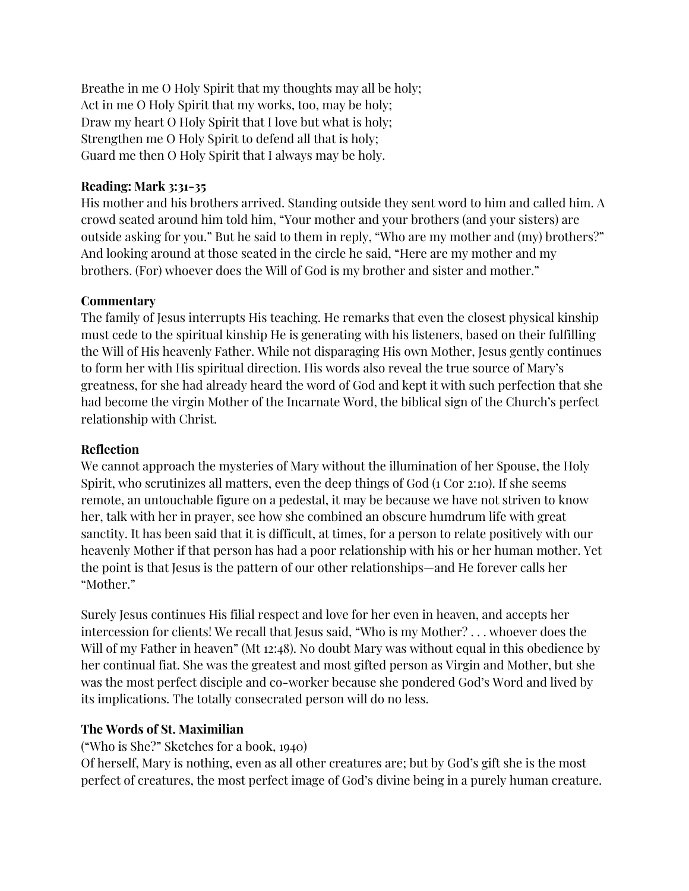Breathe in me O Holy Spirit that my thoughts may all be holy;
Act in me O Holy Spirit that my works, too, may be holy;
Draw my heart O Holy Spirit that I love but what is holy;
Strengthen me O Holy Spirit to defend all that is holy;
Guard me then O Holy Spirit that I always may be holy.

**Reading: Mark 3:31-35**

His mother and his brothers arrived. Standing outside they sent word to him and called him. A crowd seated around him told him, “Your mother and your brothers (and your sisters) are outside asking for you.” But he said to them in reply, “Who are my mother and (my) brothers?” And looking around at those seated in the circle he said, “Here are my mother and my brothers. (For) whoever does the Will of God is my brother and sister and mother.”

**Commentary**

The family of Jesus interrupts His teaching. He remarks that even the closest physical kinship must cede to the spiritual kinship He is generating with his listeners, based on their fulfilling the Will of His heavenly Father. While not disparaging His own Mother, Jesus gently continues to form her with His spiritual direction. His words also reveal the true source of Mary’s greatness, for she had already heard the word of God and kept it with such perfection that she had become the virgin Mother of the Incarnate Word, the biblical sign of the Church’s perfect relationship with Christ.

**Reflection**

We cannot approach the mysteries of Mary without the illumination of her Spouse, the Holy Spirit, who scrutinizes all matters, even the deep things of God (1 Cor 2:10). If she seems remote, an untouchable figure on a pedestal, it may be because we have not striven to know her, talk with her in prayer, see how she combined an obscure humdrum life with great sanctity. It has been said that it is difficult, at times, for a person to relate positively with our heavenly Mother if that person has had a poor relationship with his or her human mother. Yet the point is that Jesus is the pattern of our other relationships—and He forever calls her “Mother.”

Surely Jesus continues His filial respect and love for her even in heaven, and accepts her intercession for clients! We recall that Jesus said, “Who is my Mother? . . . whoever does the Will of my Father in heaven” (Mt 12:48). No doubt Mary was without equal in this obedience by her continual fiat. She was the greatest and most gifted person as Virgin and Mother, but she was the most perfect disciple and co-worker because she pondered God’s Word and lived by its implications. The totally consecrated person will do no less.

**The Words of St. Maximilian**

(“Who is She?” Sketches for a book, 1940)
Of herself, Mary is nothing, even as all other creatures are; but by God’s gift she is the most perfect of creatures, the most perfect image of God’s divine being in a purely human creature.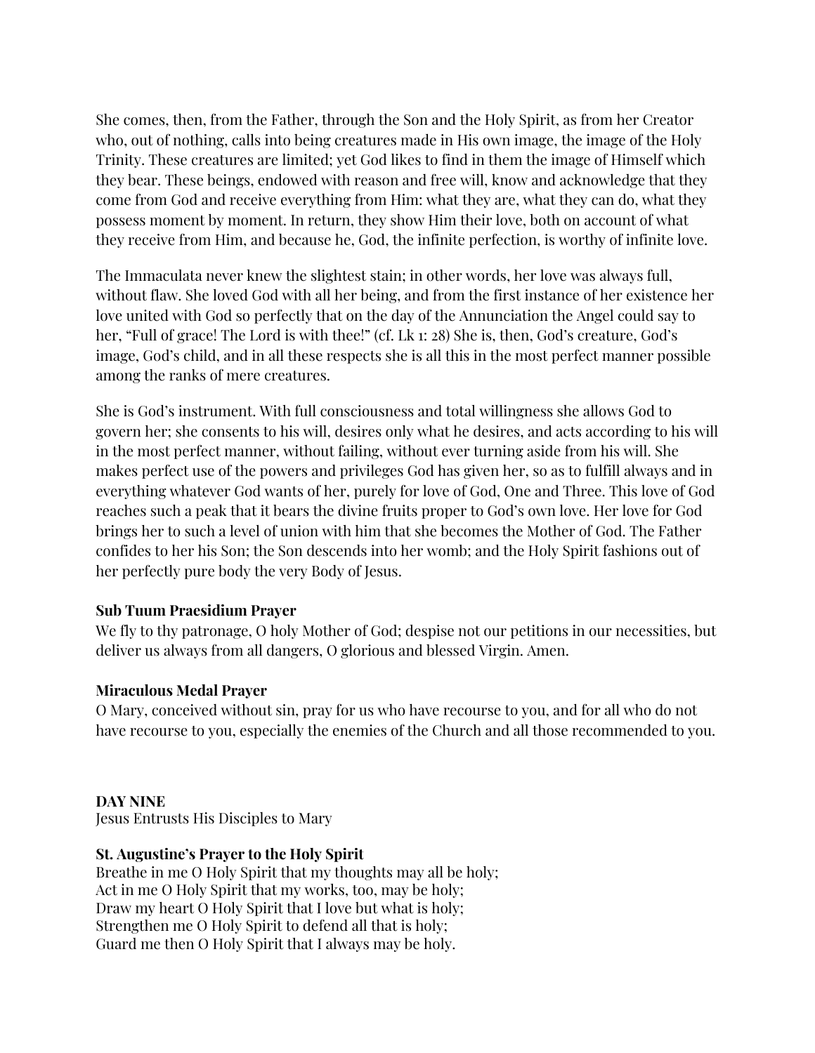She comes, then, from the Father, through the Son and the Holy Spirit, as from her Creator who, out of nothing, calls into being creatures made in His own image, the image of the Holy Trinity. These creatures are limited; yet God likes to find in them the image of Himself which they bear. These beings, endowed with reason and free will, know and acknowledge that they come from God and receive everything from Him: what they are, what they can do, what they possess moment by moment. In return, they show Him their love, both on account of what they receive from Him, and because he, God, the infinite perfection, is worthy of infinite love.

The Immaculata never knew the slightest stain; in other words, her love was always full, without flaw. She loved God with all her being, and from the first instance of her existence her love united with God so perfectly that on the day of the Annunciation the Angel could say to her, "Full of grace! The Lord is with thee!" (cf. Lk 1: 28) She is, then, God's creature, God's image, God's child, and in all these respects she is all this in the most perfect manner possible among the ranks of mere creatures.

She is God's instrument. With full consciousness and total willingness she allows God to govern her; she consents to his will, desires only what he desires, and acts according to his will in the most perfect manner, without failing, without ever turning aside from his will. She makes perfect use of the powers and privileges God has given her, so as to fulfill always and in everything whatever God wants of her, purely for love of God, One and Three. This love of God reaches such a peak that it bears the divine fruits proper to God's own love. Her love for God brings her to such a level of union with him that she becomes the Mother of God. The Father confides to her his Son; the Son descends into her womb; and the Holy Spirit fashions out of her perfectly pure body the very Body of Jesus.

**Sub Tuum Praesidium Prayer**
We fly to thy patronage, O holy Mother of God; despise not our petitions in our necessities, but deliver us always from all dangers, O glorious and blessed Virgin. Amen.

**Miraculous Medal Prayer**
O Mary, conceived without sin, pray for us who have recourse to you, and for all who do not have recourse to you, especially the enemies of the Church and all those recommended to you.

**DAY NINE**
Jesus Entrusts His Disciples to Mary

**St. Augustine's Prayer to the Holy Spirit**
Breathe in me O Holy Spirit that my thoughts may all be holy;
Act in me O Holy Spirit that my works, too, may be holy;
Draw my heart O Holy Spirit that I love but what is holy;
Strengthen me O Holy Spirit to defend all that is holy;
Guard me then O Holy Spirit that I always may be holy.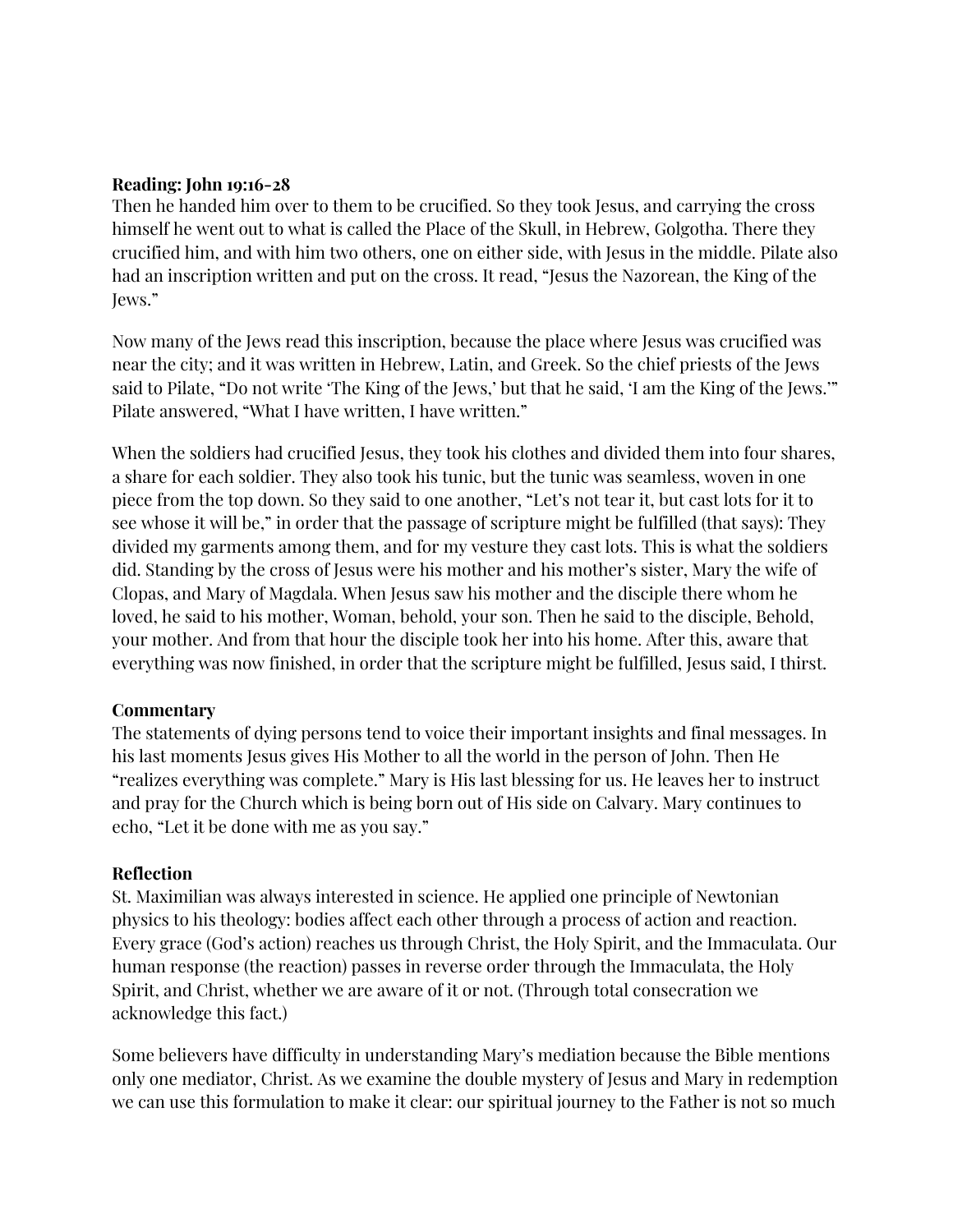**Reading: John 19:16-28**
Then he handed him over to them to be crucified. So they took Jesus, and carrying the cross himself he went out to what is called the Place of the Skull, in Hebrew, Golgotha. There they crucified him, and with him two others, one on either side, with Jesus in the middle. Pilate also had an inscription written and put on the cross. It read, "Jesus the Nazorean, the King of the Jews."

Now many of the Jews read this inscription, because the place where Jesus was crucified was near the city; and it was written in Hebrew, Latin, and Greek. So the chief priests of the Jews said to Pilate, "Do not write 'The King of the Jews,' but that he said, 'I am the King of the Jews.'" Pilate answered, "What I have written, I have written."

When the soldiers had crucified Jesus, they took his clothes and divided them into four shares, a share for each soldier. They also took his tunic, but the tunic was seamless, woven in one piece from the top down. So they said to one another, "Let's not tear it, but cast lots for it to see whose it will be," in order that the passage of scripture might be fulfilled (that says): They divided my garments among them, and for my vesture they cast lots. This is what the soldiers did. Standing by the cross of Jesus were his mother and his mother's sister, Mary the wife of Clopas, and Mary of Magdala. When Jesus saw his mother and the disciple there whom he loved, he said to his mother, Woman, behold, your son. Then he said to the disciple, Behold, your mother. And from that hour the disciple took her into his home. After this, aware that everything was now finished, in order that the scripture might be fulfilled, Jesus said, I thirst.

**Commentary**
The statements of dying persons tend to voice their important insights and final messages. In his last moments Jesus gives His Mother to all the world in the person of John. Then He "realizes everything was complete." Mary is His last blessing for us. He leaves her to instruct and pray for the Church which is being born out of His side on Calvary. Mary continues to echo, "Let it be done with me as you say."

**Reflection**
St. Maximilian was always interested in science. He applied one principle of Newtonian physics to his theology: bodies affect each other through a process of action and reaction. Every grace (God's action) reaches us through Christ, the Holy Spirit, and the Immaculata. Our human response (the reaction) passes in reverse order through the Immaculata, the Holy Spirit, and Christ, whether we are aware of it or not. (Through total consecration we acknowledge this fact.)

Some believers have difficulty in understanding Mary's mediation because the Bible mentions only one mediator, Christ. As we examine the double mystery of Jesus and Mary in redemption we can use this formulation to make it clear: our spiritual journey to the Father is not so much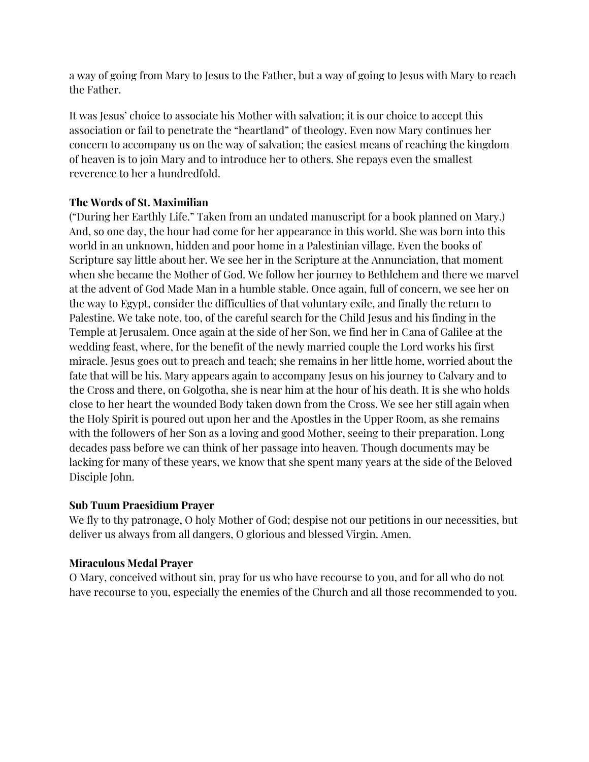a way of going from Mary to Jesus to the Father, but a way of going to Jesus with Mary to reach the Father.

It was Jesus' choice to associate his Mother with salvation; it is our choice to accept this association or fail to penetrate the "heartland" of theology. Even now Mary continues her concern to accompany us on the way of salvation; the easiest means of reaching the kingdom of heaven is to join Mary and to introduce her to others. She repays even the smallest reverence to her a hundredfold.

**The Words of St. Maximilian**

("During her Earthly Life." Taken from an undated manuscript for a book planned on Mary.) And, so one day, the hour had come for her appearance in this world. She was born into this world in an unknown, hidden and poor home in a Palestinian village. Even the books of Scripture say little about her. We see her in the Scripture at the Annunciation, that moment when she became the Mother of God. We follow her journey to Bethlehem and there we marvel at the advent of God Made Man in a humble stable. Once again, full of concern, we see her on the way to Egypt, consider the difficulties of that voluntary exile, and finally the return to Palestine. We take note, too, of the careful search for the Child Jesus and his finding in the Temple at Jerusalem. Once again at the side of her Son, we find her in Cana of Galilee at the wedding feast, where, for the benefit of the newly married couple the Lord works his first miracle. Jesus goes out to preach and teach; she remains in her little home, worried about the fate that will be his. Mary appears again to accompany Jesus on his journey to Calvary and to the Cross and there, on Golgotha, she is near him at the hour of his death. It is she who holds close to her heart the wounded Body taken down from the Cross. We see her still again when the Holy Spirit is poured out upon her and the Apostles in the Upper Room, as she remains with the followers of her Son as a loving and good Mother, seeing to their preparation. Long decades pass before we can think of her passage into heaven. Though documents may be lacking for many of these years, we know that she spent many years at the side of the Beloved Disciple John.

**Sub Tuum Praesidium Prayer**

We fly to thy patronage, O holy Mother of God; despise not our petitions in our necessities, but deliver us always from all dangers, O glorious and blessed Virgin. Amen.

**Miraculous Medal Prayer**

O Mary, conceived without sin, pray for us who have recourse to you, and for all who do not have recourse to you, especially the enemies of the Church and all those recommended to you.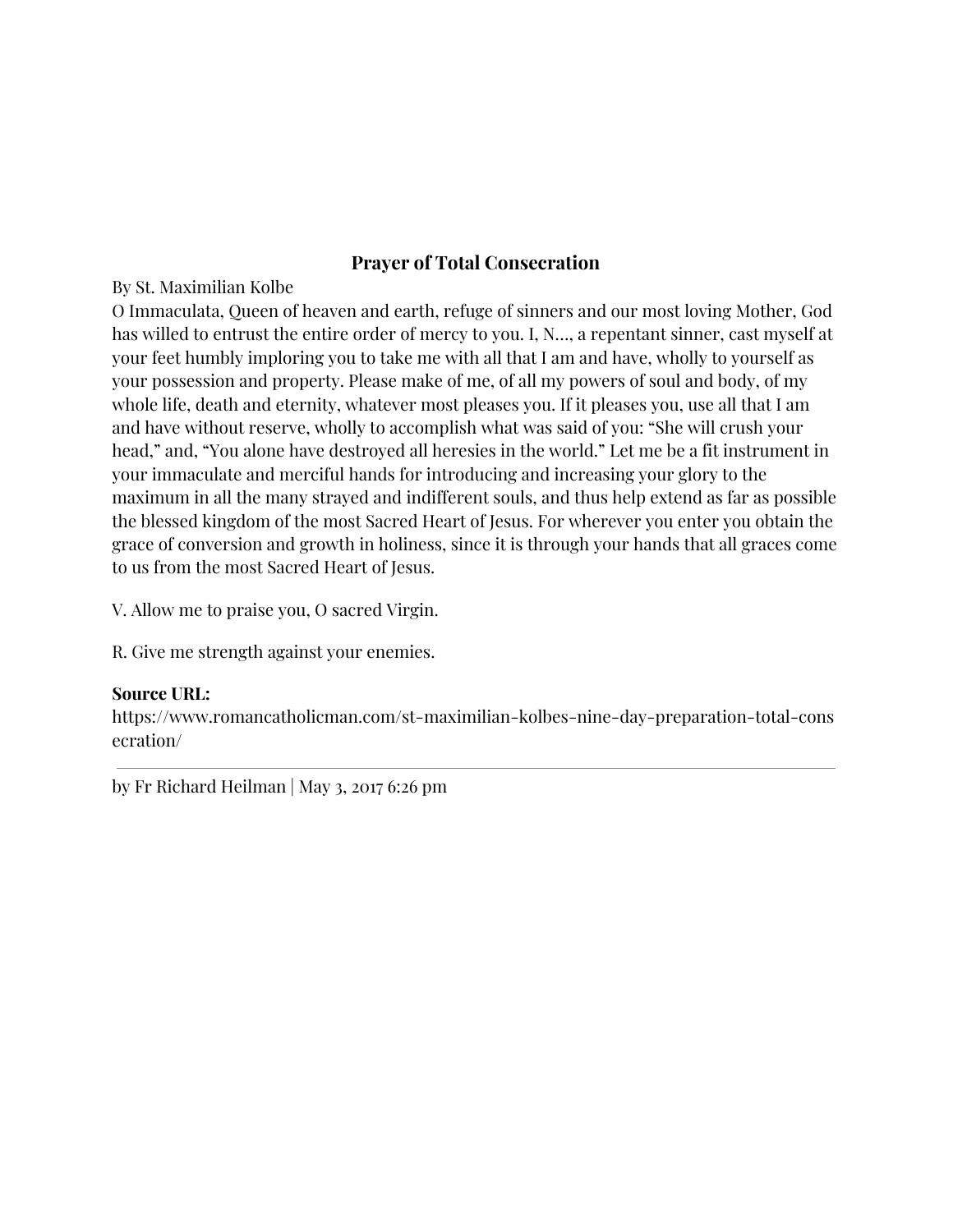## Prayer of Total Consecration

By St. Maximilian Kolbe

O Immaculata, Queen of heaven and earth, refuge of sinners and our most loving Mother, God has willed to entrust the entire order of mercy to you. I, N…, a repentant sinner, cast myself at your feet humbly imploring you to take me with all that I am and have, wholly to yourself as your possession and property. Please make of me, of all my powers of soul and body, of my whole life, death and eternity, whatever most pleases you. If it pleases you, use all that I am and have without reserve, wholly to accomplish what was said of you: “She will crush your head,” and, “You alone have destroyed all heresies in the world.” Let me be a fit instrument in your immaculate and merciful hands for introducing and increasing your glory to the maximum in all the many strayed and indifferent souls, and thus help extend as far as possible the blessed kingdom of the most Sacred Heart of Jesus. For wherever you enter you obtain the grace of conversion and growth in holiness, since it is through your hands that all graces come to us from the most Sacred Heart of Jesus.

V. Allow me to praise you, O sacred Virgin.

R. Give me strength against your enemies.

**Source URL:**
https://www.romancatholicman.com/st-maximilian-kolbes-nine-day-preparation-total-consecration/

---

by Fr Richard Heilman | May 3, 2017 6:26 pm